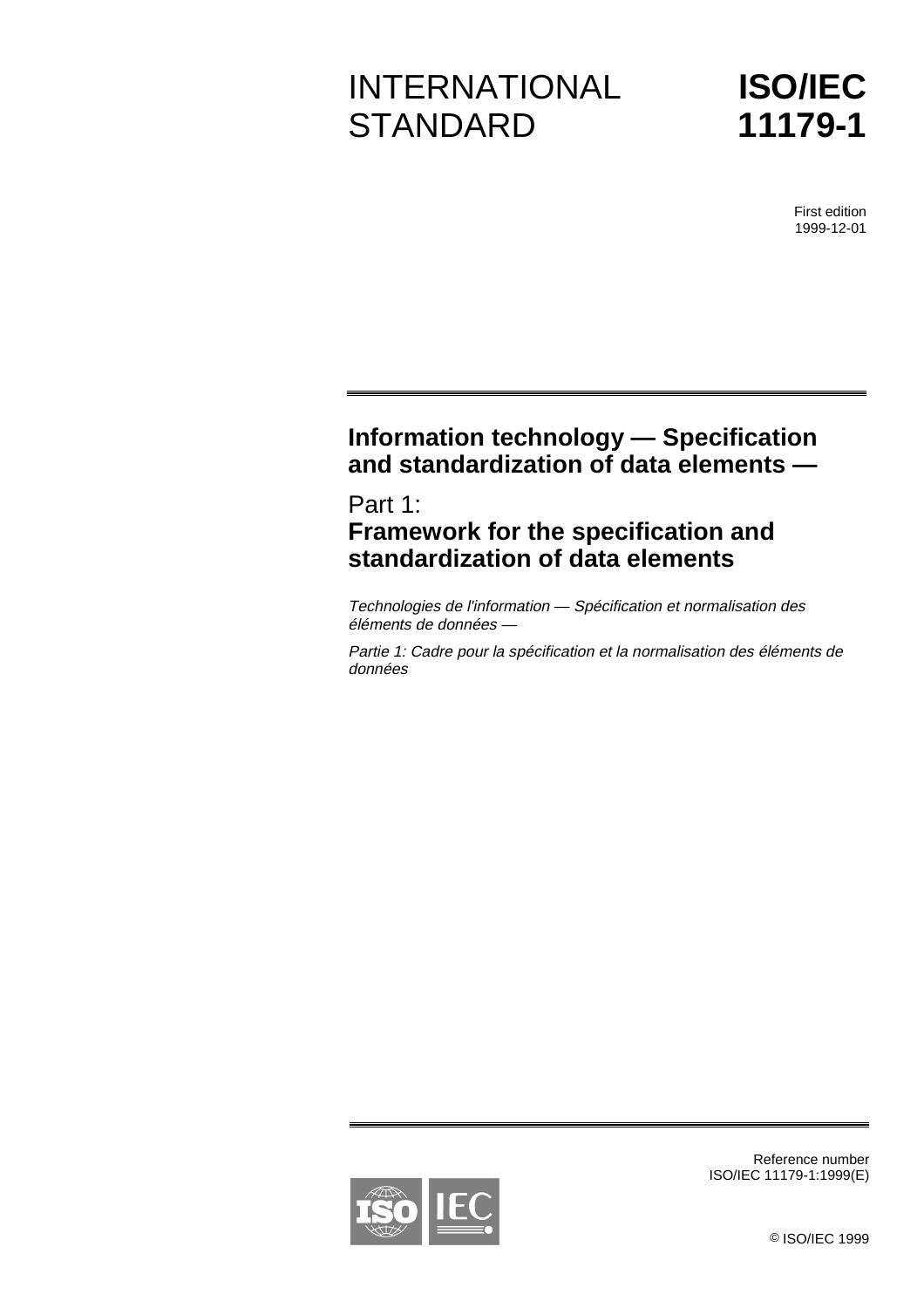INTERNATIONAL STANDARD

# ISO/IEC 11179-1

First edition
1999-12-01

## Information technology — Specification and standardization of data elements —

## Part 1:
## Framework for the specification and standardization of data elements

*Technologies de l'information — Spécification et normalisation des éléments de données —*

*Partie 1: Cadre pour la spécification et la normalisation des éléments de données*

Reference number
ISO/IEC 11179-1:1999(E)

© ISO/IEC 1999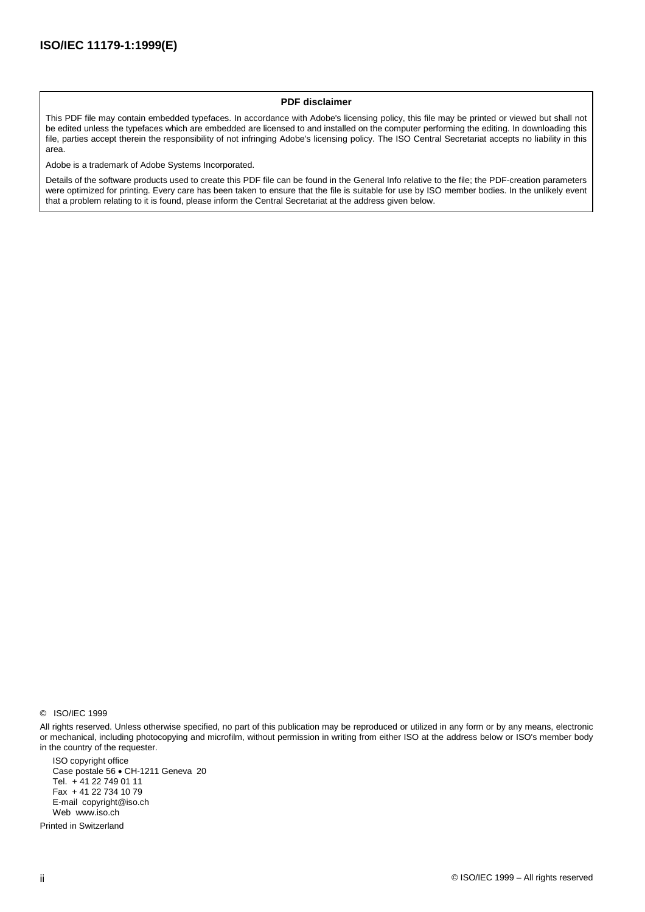**PDF disclaimer**

This PDF file may contain embedded typefaces. In accordance with Adobe's licensing policy, this file may be printed or viewed but shall not be edited unless the typefaces which are embedded are licensed to and installed on the computer performing the editing. In downloading this file, parties accept therein the responsibility of not infringing Adobe's licensing policy. The ISO Central Secretariat accepts no liability in this area.

Adobe is a trademark of Adobe Systems Incorporated.

Details of the software products used to create this PDF file can be found in the General Info relative to the file; the PDF-creation parameters were optimized for printing. Every care has been taken to ensure that the file is suitable for use by ISO member bodies. In the unlikely event that a problem relating to it is found, please inform the Central Secretariat at the address given below.

© ISO/IEC 1999

All rights reserved. Unless otherwise specified, no part of this publication may be reproduced or utilized in any form or by any means, electronic or mechanical, including photocopying and microfilm, without permission in writing from either ISO at the address below or ISO's member body in the country of the requester.

ISO copyright office
Case postale 56 • CH-1211 Geneva 20
Tel. + 41 22 749 01 11
Fax + 41 22 734 10 79
E-mail copyright@iso.ch
Web www.iso.ch

Printed in Switzerland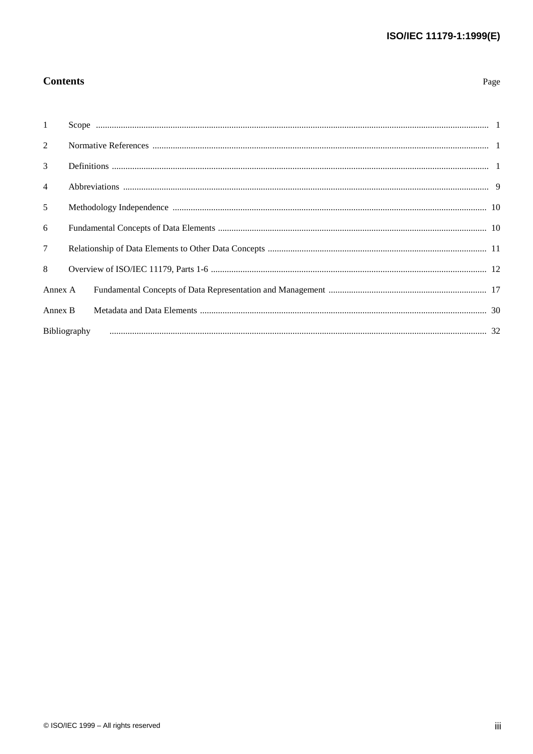# Contents

Page

1 Scope ........................................................................................................................................................... 1

2 Normative References .................................................................................................................................. 1

3 Definitions .................................................................................................................................................... 1

4 Abbreviations ............................................................................................................................................... 9

5 Methodology Independence ......................................................................................................................... 10

6 Fundamental Concepts of Data Elements ..................................................................................................... 10

7 Relationship of Data Elements to Other Data Concepts ............................................................................... 11

8 Overview of ISO/IEC 11179, Parts 1-6 ........................................................................................................ 12

Annex A Fundamental Concepts of Data Representation and Management .................................................... 17

Annex B Metadata and Data Elements ............................................................................................................ 30

Bibliography .................................................................................................................................................... 32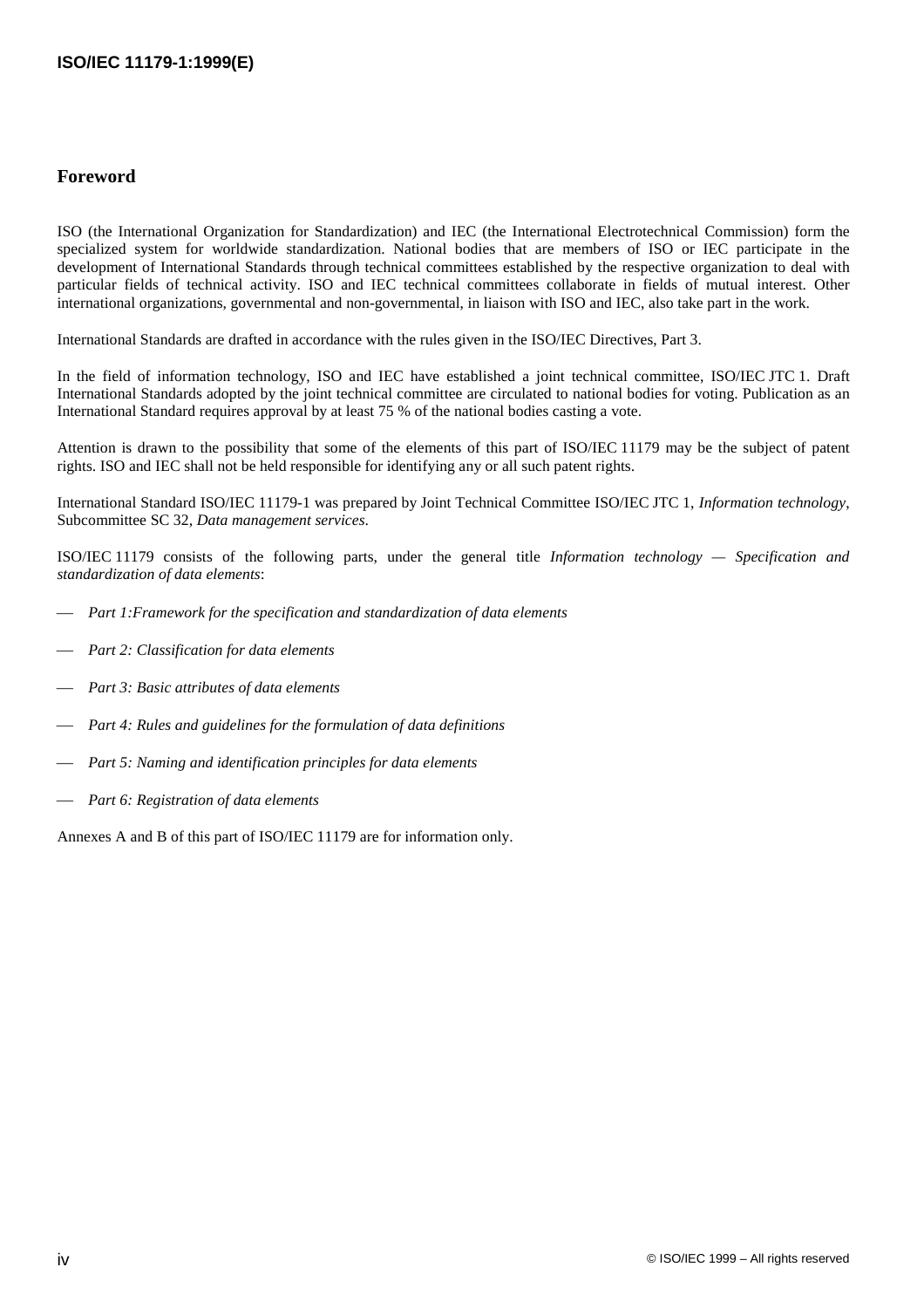## Foreword

ISO (the International Organization for Standardization) and IEC (the International Electrotechnical Commission) form the specialized system for worldwide standardization. National bodies that are members of ISO or IEC participate in the development of International Standards through technical committees established by the respective organization to deal with particular fields of technical activity. ISO and IEC technical committees collaborate in fields of mutual interest. Other international organizations, governmental and non-governmental, in liaison with ISO and IEC, also take part in the work.

International Standards are drafted in accordance with the rules given in the ISO/IEC Directives, Part 3.

In the field of information technology, ISO and IEC have established a joint technical committee, ISO/IEC JTC 1. Draft International Standards adopted by the joint technical committee are circulated to national bodies for voting. Publication as an International Standard requires approval by at least 75 % of the national bodies casting a vote.

Attention is drawn to the possibility that some of the elements of this part of ISO/IEC 11179 may be the subject of patent rights. ISO and IEC shall not be held responsible for identifying any or all such patent rights.

International Standard ISO/IEC 11179-1 was prepared by Joint Technical Committee ISO/IEC JTC 1, *Information technology*, Subcommittee SC 32, *Data management services*.

ISO/IEC 11179 consists of the following parts, under the general title *Information technology — Specification and standardization of data elements*:

- *Part 1:Framework for the specification and standardization of data elements*
- *Part 2: Classification for data elements*
- *Part 3: Basic attributes of data elements*
- *Part 4: Rules and guidelines for the formulation of data definitions*
- *Part 5: Naming and identification principles for data elements*
- *Part 6: Registration of data elements*

Annexes A and B of this part of ISO/IEC 11179 are for information only.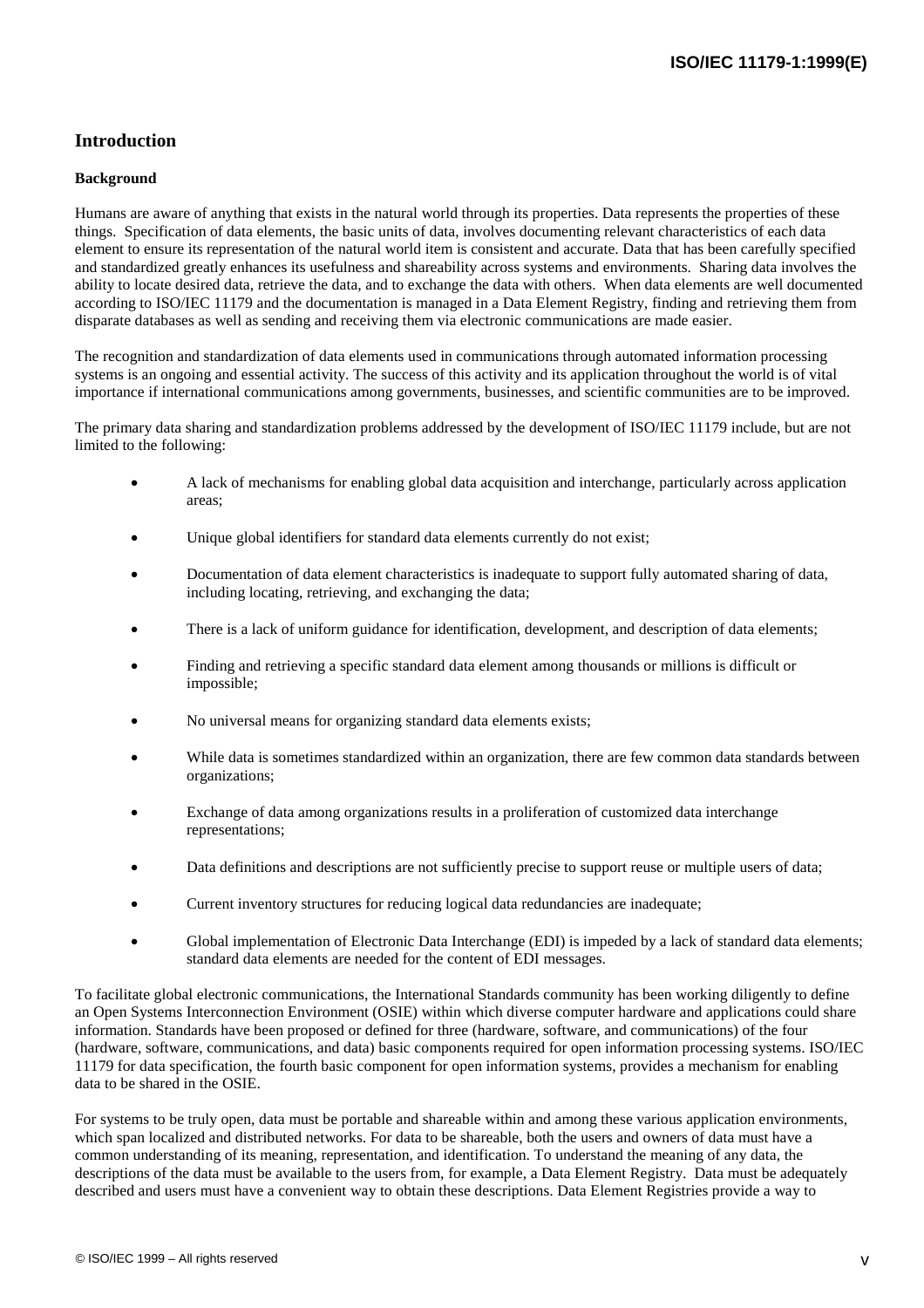## Introduction

### Background

Humans are aware of anything that exists in the natural world through its properties. Data represents the properties of these things. Specification of data elements, the basic units of data, involves documenting relevant characteristics of each data element to ensure its representation of the natural world item is consistent and accurate. Data that has been carefully specified and standardized greatly enhances its usefulness and shareability across systems and environments. Sharing data involves the ability to locate desired data, retrieve the data, and to exchange the data with others. When data elements are well documented according to ISO/IEC 11179 and the documentation is managed in a Data Element Registry, finding and retrieving them from disparate databases as well as sending and receiving them via electronic communications are made easier.

The recognition and standardization of data elements used in communications through automated information processing systems is an ongoing and essential activity. The success of this activity and its application throughout the world is of vital importance if international communications among governments, businesses, and scientific communities are to be improved.

The primary data sharing and standardization problems addressed by the development of ISO/IEC 11179 include, but are not limited to the following:

- A lack of mechanisms for enabling global data acquisition and interchange, particularly across application areas;
- Unique global identifiers for standard data elements currently do not exist;
- Documentation of data element characteristics is inadequate to support fully automated sharing of data, including locating, retrieving, and exchanging the data;
- There is a lack of uniform guidance for identification, development, and description of data elements;
- Finding and retrieving a specific standard data element among thousands or millions is difficult or impossible;
- No universal means for organizing standard data elements exists;
- While data is sometimes standardized within an organization, there are few common data standards between organizations;
- Exchange of data among organizations results in a proliferation of customized data interchange representations;
- Data definitions and descriptions are not sufficiently precise to support reuse or multiple users of data;
- Current inventory structures for reducing logical data redundancies are inadequate;
- Global implementation of Electronic Data Interchange (EDI) is impeded by a lack of standard data elements; standard data elements are needed for the content of EDI messages.

To facilitate global electronic communications, the International Standards community has been working diligently to define an Open Systems Interconnection Environment (OSIE) within which diverse computer hardware and applications could share information. Standards have been proposed or defined for three (hardware, software, and communications) of the four (hardware, software, communications, and data) basic components required for open information processing systems. ISO/IEC 11179 for data specification, the fourth basic component for open information systems, provides a mechanism for enabling data to be shared in the OSIE.

For systems to be truly open, data must be portable and shareable within and among these various application environments, which span localized and distributed networks. For data to be shareable, both the users and owners of data must have a common understanding of its meaning, representation, and identification. To understand the meaning of any data, the descriptions of the data must be available to the users from, for example, a Data Element Registry. Data must be adequately described and users must have a convenient way to obtain these descriptions. Data Element Registries provide a way to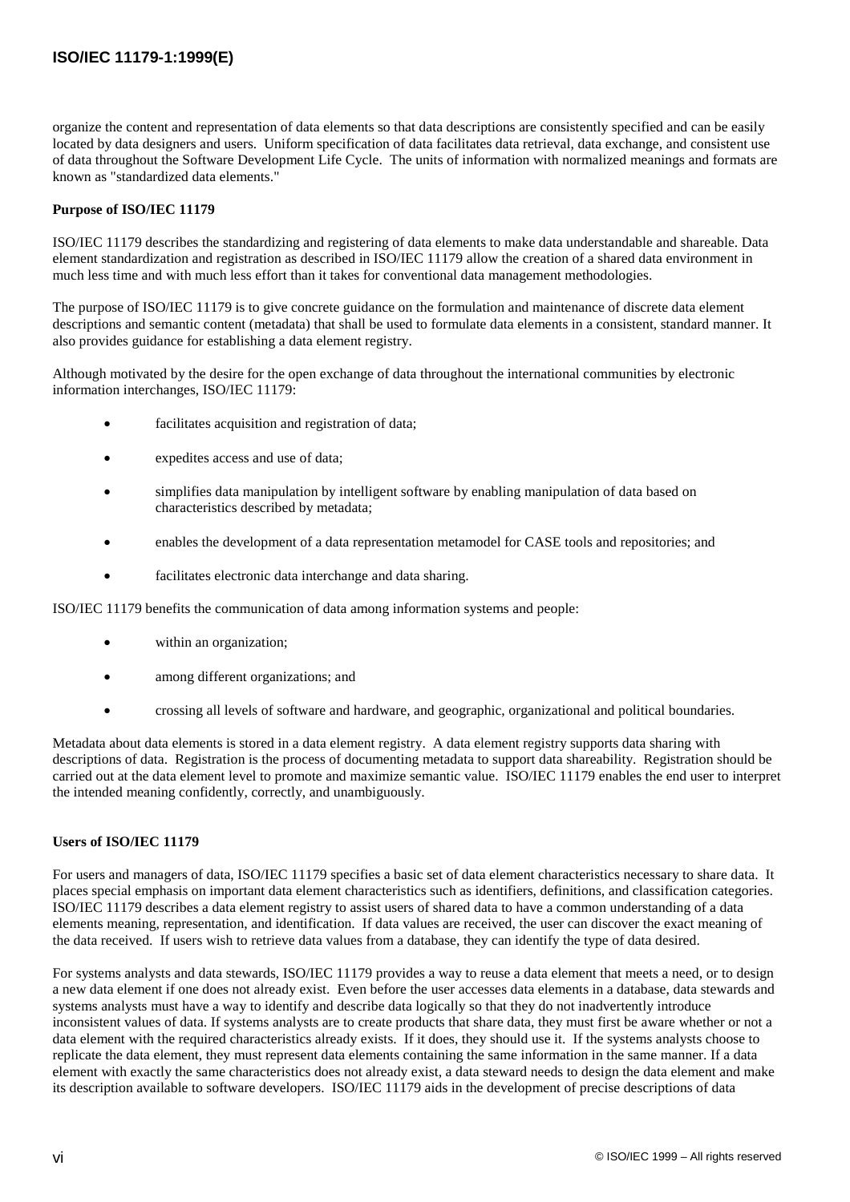organize the content and representation of data elements so that data descriptions are consistently specified and can be easily located by data designers and users. Uniform specification of data facilitates data retrieval, data exchange, and consistent use of data throughout the Software Development Life Cycle. The units of information with normalized meanings and formats are known as "standardized data elements."

**Purpose of ISO/IEC 11179**

ISO/IEC 11179 describes the standardizing and registering of data elements to make data understandable and shareable. Data element standardization and registration as described in ISO/IEC 11179 allow the creation of a shared data environment in much less time and with much less effort than it takes for conventional data management methodologies.

The purpose of ISO/IEC 11179 is to give concrete guidance on the formulation and maintenance of discrete data element descriptions and semantic content (metadata) that shall be used to formulate data elements in a consistent, standard manner. It also provides guidance for establishing a data element registry.

Although motivated by the desire for the open exchange of data throughout the international communities by electronic information interchanges, ISO/IEC 11179:

- facilitates acquisition and registration of data;
- expedites access and use of data;
- simplifies data manipulation by intelligent software by enabling manipulation of data based on characteristics described by metadata;
- enables the development of a data representation metamodel for CASE tools and repositories; and
- facilitates electronic data interchange and data sharing.

ISO/IEC 11179 benefits the communication of data among information systems and people:

- within an organization;
- among different organizations; and
- crossing all levels of software and hardware, and geographic, organizational and political boundaries.

Metadata about data elements is stored in a data element registry. A data element registry supports data sharing with descriptions of data. Registration is the process of documenting metadata to support data shareability. Registration should be carried out at the data element level to promote and maximize semantic value. ISO/IEC 11179 enables the end user to interpret the intended meaning confidently, correctly, and unambiguously.

**Users of ISO/IEC 11179**

For users and managers of data, ISO/IEC 11179 specifies a basic set of data element characteristics necessary to share data. It places special emphasis on important data element characteristics such as identifiers, definitions, and classification categories. ISO/IEC 11179 describes a data element registry to assist users of shared data to have a common understanding of a data elements meaning, representation, and identification. If data values are received, the user can discover the exact meaning of the data received. If users wish to retrieve data values from a database, they can identify the type of data desired.

For systems analysts and data stewards, ISO/IEC 11179 provides a way to reuse a data element that meets a need, or to design a new data element if one does not already exist. Even before the user accesses data elements in a database, data stewards and systems analysts must have a way to identify and describe data logically so that they do not inadvertently introduce inconsistent values of data. If systems analysts are to create products that share data, they must first be aware whether or not a data element with the required characteristics already exists. If it does, they should use it. If the systems analysts choose to replicate the data element, they must represent data elements containing the same information in the same manner. If a data element with exactly the same characteristics does not already exist, a data steward needs to design the data element and make its description available to software developers. ISO/IEC 11179 aids in the development of precise descriptions of data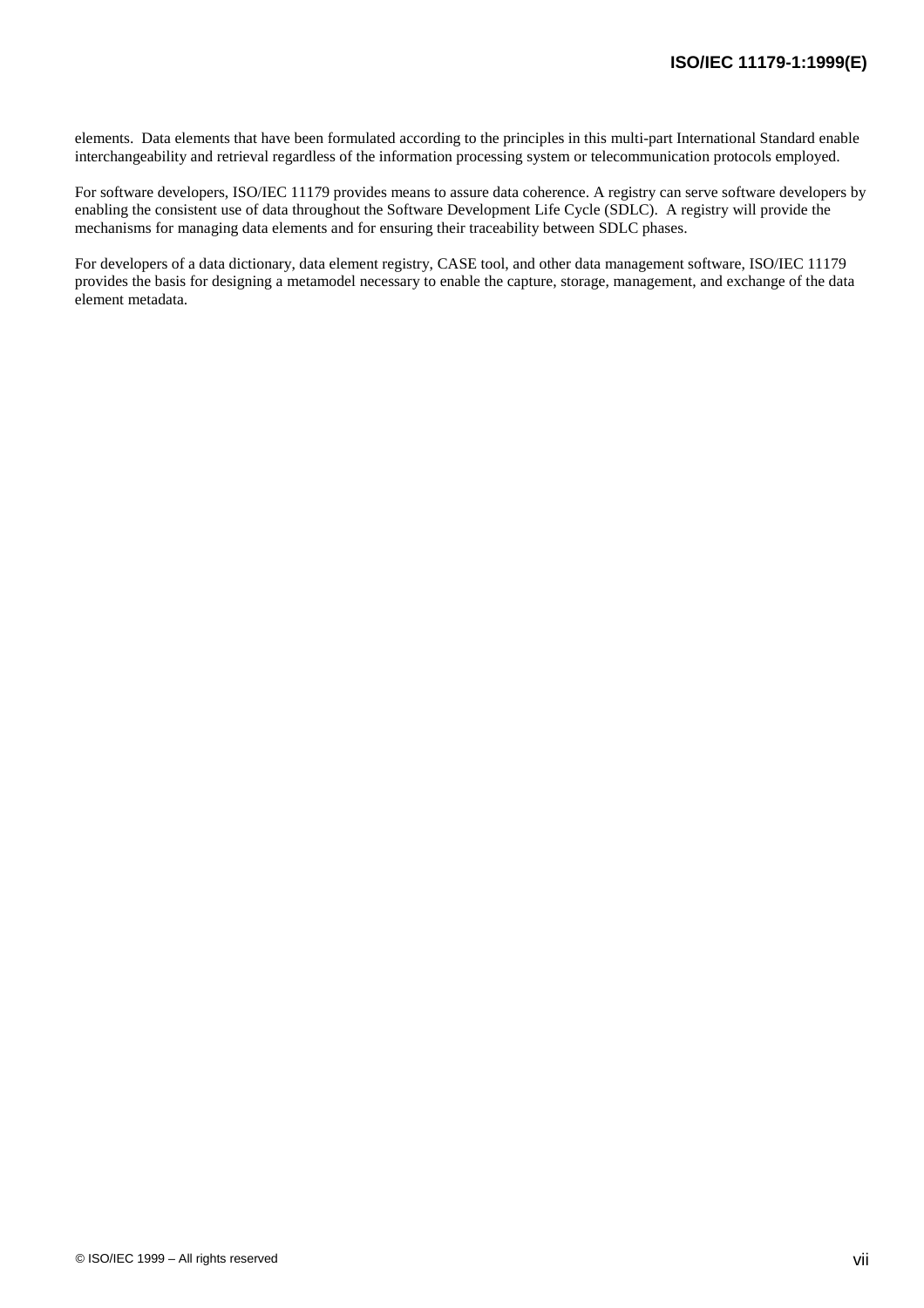elements. Data elements that have been formulated according to the principles in this multi-part International Standard enable interchangeability and retrieval regardless of the information processing system or telecommunication protocols employed.

For software developers, ISO/IEC 11179 provides means to assure data coherence. A registry can serve software developers by enabling the consistent use of data throughout the Software Development Life Cycle (SDLC). A registry will provide the mechanisms for managing data elements and for ensuring their traceability between SDLC phases.

For developers of a data dictionary, data element registry, CASE tool, and other data management software, ISO/IEC 11179 provides the basis for designing a metamodel necessary to enable the capture, storage, management, and exchange of the data element metadata.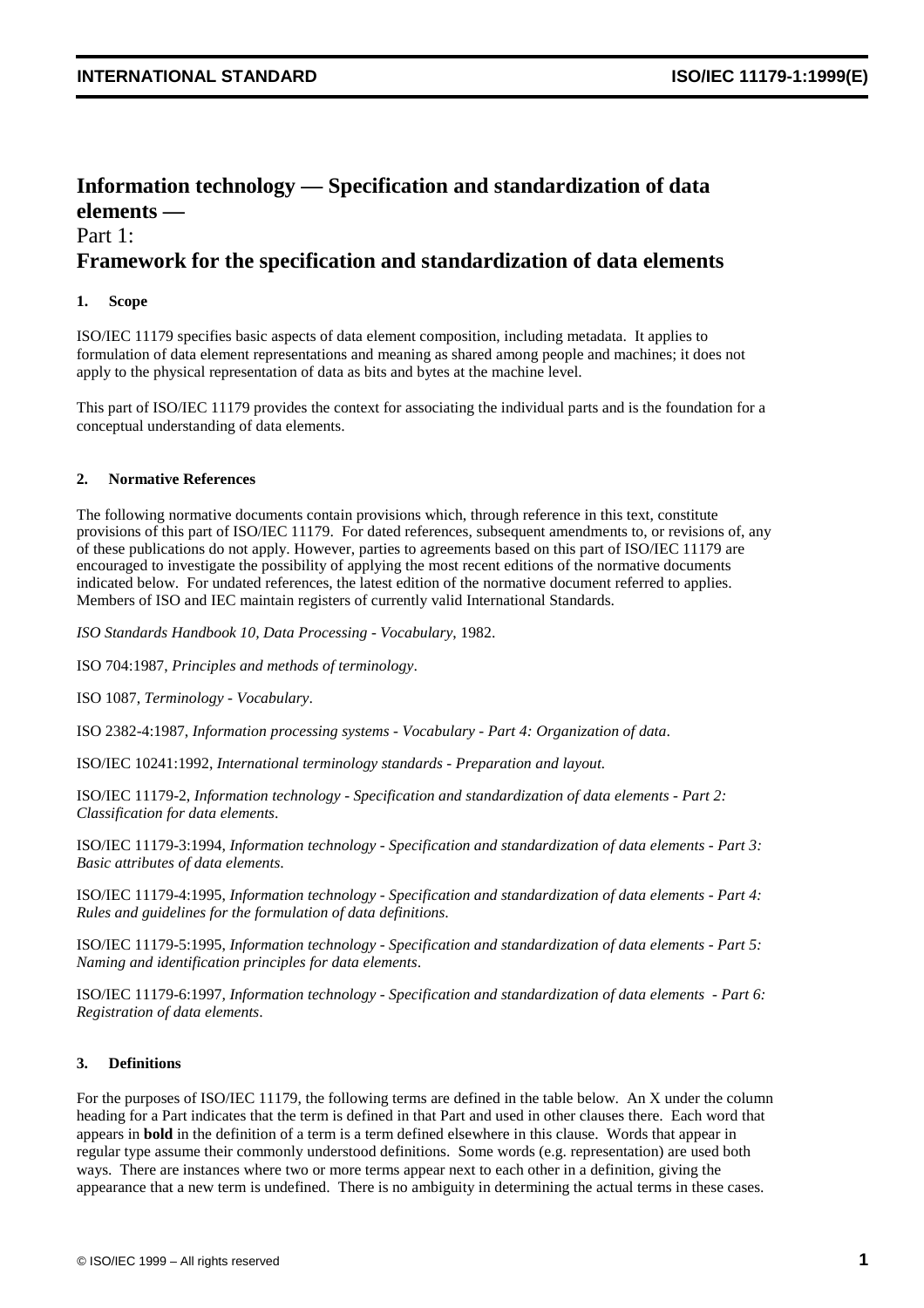# Information technology — Specification and standardization of data elements —

Part 1:

## Framework for the specification and standardization of data elements

### 1. Scope

ISO/IEC 11179 specifies basic aspects of data element composition, including metadata. It applies to formulation of data element representations and meaning as shared among people and machines; it does not apply to the physical representation of data as bits and bytes at the machine level.

This part of ISO/IEC 11179 provides the context for associating the individual parts and is the foundation for a conceptual understanding of data elements.

### 2. Normative References

The following normative documents contain provisions which, through reference in this text, constitute provisions of this part of ISO/IEC 11179. For dated references, subsequent amendments to, or revisions of, any of these publications do not apply. However, parties to agreements based on this part of ISO/IEC 11179 are encouraged to investigate the possibility of applying the most recent editions of the normative documents indicated below. For undated references, the latest edition of the normative document referred to applies. Members of ISO and IEC maintain registers of currently valid International Standards.

*ISO Standards Handbook 10, Data Processing - Vocabulary*, 1982.

ISO 704:1987, *Principles and methods of terminology*.

ISO 1087, *Terminology - Vocabulary*.

ISO 2382-4:1987, *Information processing systems - Vocabulary - Part 4: Organization of data*.

ISO/IEC 10241:1992, *International terminology standards - Preparation and layout.*

ISO/IEC 11179-2, *Information technology - Specification and standardization of data elements - Part 2: Classification for data elements*.

ISO/IEC 11179-3:1994, *Information technology - Specification and standardization of data elements - Part 3: Basic attributes of data elements.*

ISO/IEC 11179-4:1995, *Information technology - Specification and standardization of data elements - Part 4: Rules and guidelines for the formulation of data definitions.*

ISO/IEC 11179-5:1995, *Information technology - Specification and standardization of data elements - Part 5: Naming and identification principles for data elements*.

ISO/IEC 11179-6:1997, *Information technology - Specification and standardization of data elements - Part 6: Registration of data elements*.

### 3. Definitions

For the purposes of ISO/IEC 11179, the following terms are defined in the table below. An X under the column heading for a Part indicates that the term is defined in that Part and used in other clauses there. Each word that appears in **bold** in the definition of a term is a term defined elsewhere in this clause. Words that appear in regular type assume their commonly understood definitions. Some words (e.g. representation) are used both ways. There are instances where two or more terms appear next to each other in a definition, giving the appearance that a new term is undefined. There is no ambiguity in determining the actual terms in these cases.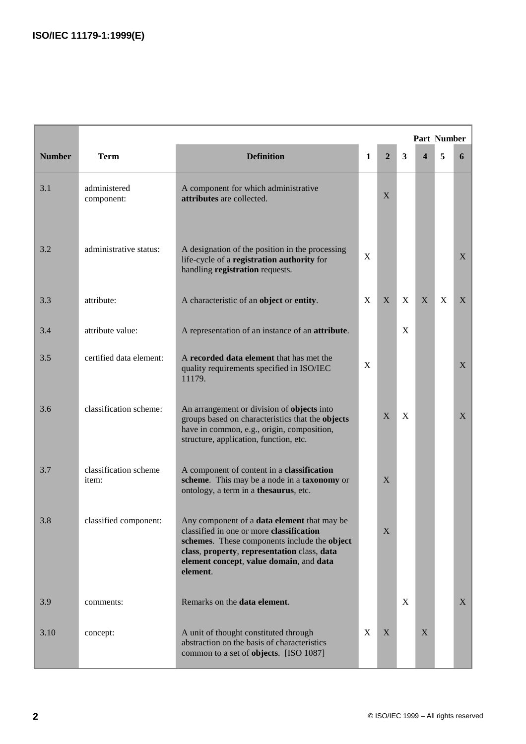| Number | Term | Definition | Part Number 1 | 2 | 3 | 4 | 5 | 6 |
|---|---|---|---|---|---|---|---|---|
| 3.1 | administered component: | A component for which administrative **attributes** are collected. | | X | | | | |
| 3.2 | administrative status: | A designation of the position in the processing life-cycle of a **registration authority** for handling **registration** requests. | X | | | | | X |
| 3.3 | attribute: | A characteristic of an **object** or **entity**. | X | X | X | X | X | X |
| 3.4 | attribute value: | A representation of an instance of an **attribute**. | | | X | | | |
| 3.5 | certified data element: | A **recorded data element** that has met the quality requirements specified in ISO/IEC 11179. | X | | | | | X |
| 3.6 | classification scheme: | An arrangement or division of **objects** into groups based on characteristics that the **objects** have in common, e.g., origin, composition, structure, application, function, etc. | | X | X | | | X |
| 3.7 | classification scheme item: | A component of content in a **classification scheme**. This may be a node in a **taxonomy** or ontology, a term in a **thesaurus**, etc. | | X | | | | |
| 3.8 | classified component: | Any component of a **data element** that may be classified in one or more **classification schemes**. These components include the **object class**, **property**, **representation** class, **data element concept**, **value domain**, and **data element**. | | X | | | | |
| 3.9 | comments: | Remarks on the **data element**. | | | X | | | X |
| 3.10 | concept: | A unit of thought constituted through abstraction on the basis of characteristics common to a set of **objects**. [ISO 1087] | X | X | | X | | |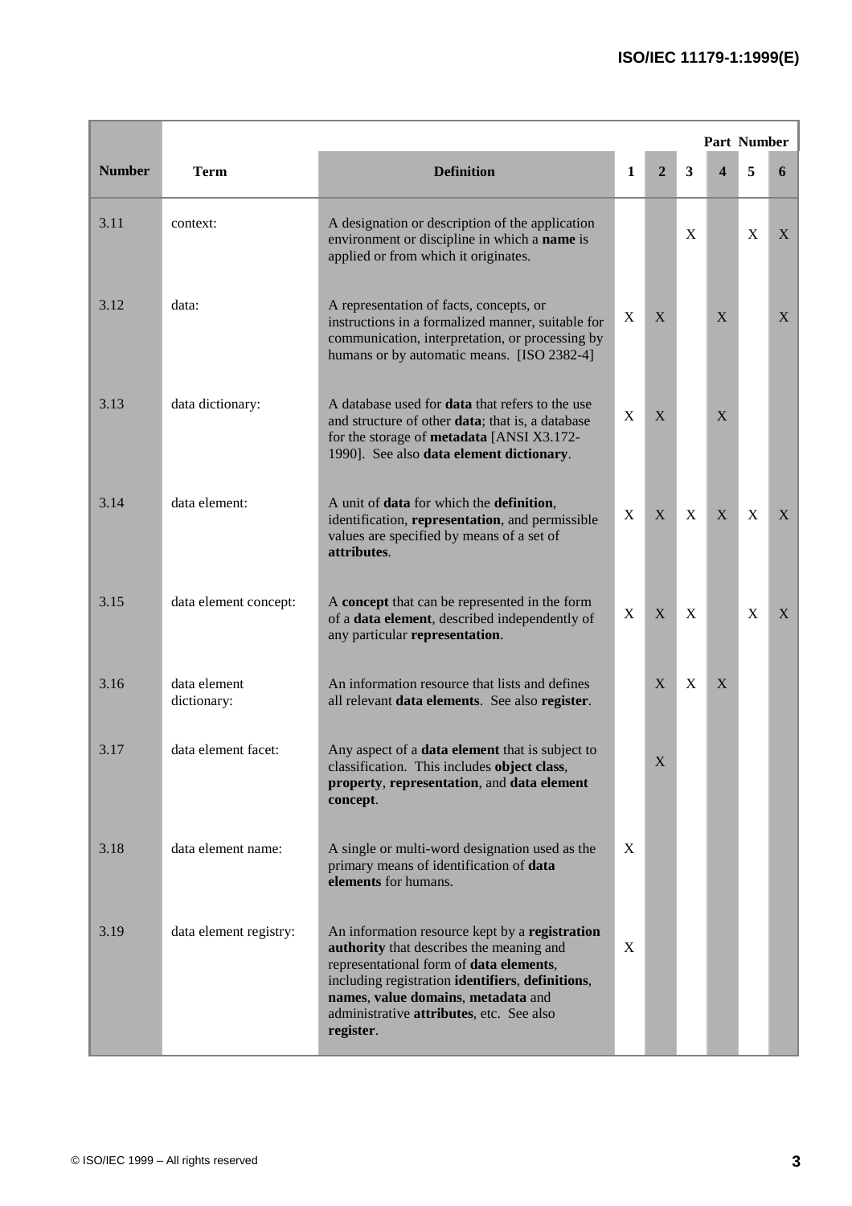| Number | Term | Definition | Part Number | | | | | |
|---|---|---|---|---|---|---|---|---|
| | | | 1 | 2 | 3 | 4 | 5 | 6 |
| 3.11 | context: | A designation or description of the application environment or discipline in which a **name** is applied or from which it originates. | | | X | | X | X |
| 3.12 | data: | A representation of facts, concepts, or instructions in a formalized manner, suitable for communication, interpretation, or processing by humans or by automatic means. [ISO 2382-4] | X | X | | X | | X |
| 3.13 | data dictionary: | A database used for **data** that refers to the use and structure of other **data**; that is, a database for the storage of **metadata** [ANSI X3.172-1990]. See also **data element dictionary**. | X | X | | X | | |
| 3.14 | data element: | A unit of **data** for which the **definition**, identification, **representation**, and permissible values are specified by means of a set of **attributes**. | X | X | X | X | X | X |
| 3.15 | data element concept: | A **concept** that can be represented in the form of a **data element**, described independently of any particular **representation**. | X | X | X | | X | X |
| 3.16 | data element dictionary: | An information resource that lists and defines all relevant **data elements**. See also **register**. | | X | X | X | | |
| 3.17 | data element facet: | Any aspect of a **data element** that is subject to classification. This includes **object class**, **property**, **representation**, and **data element concept**. | | X | | | | |
| 3.18 | data element name: | A single or multi-word designation used as the primary means of identification of **data elements** for humans. | X | | | | | |
| 3.19 | data element registry: | An information resource kept by a **registration authority** that describes the meaning and representational form of **data elements**, including registration **identifiers**, **definitions**, **names**, **value domains**, **metadata** and administrative **attributes**, etc. See also **register**. | X | | | | | |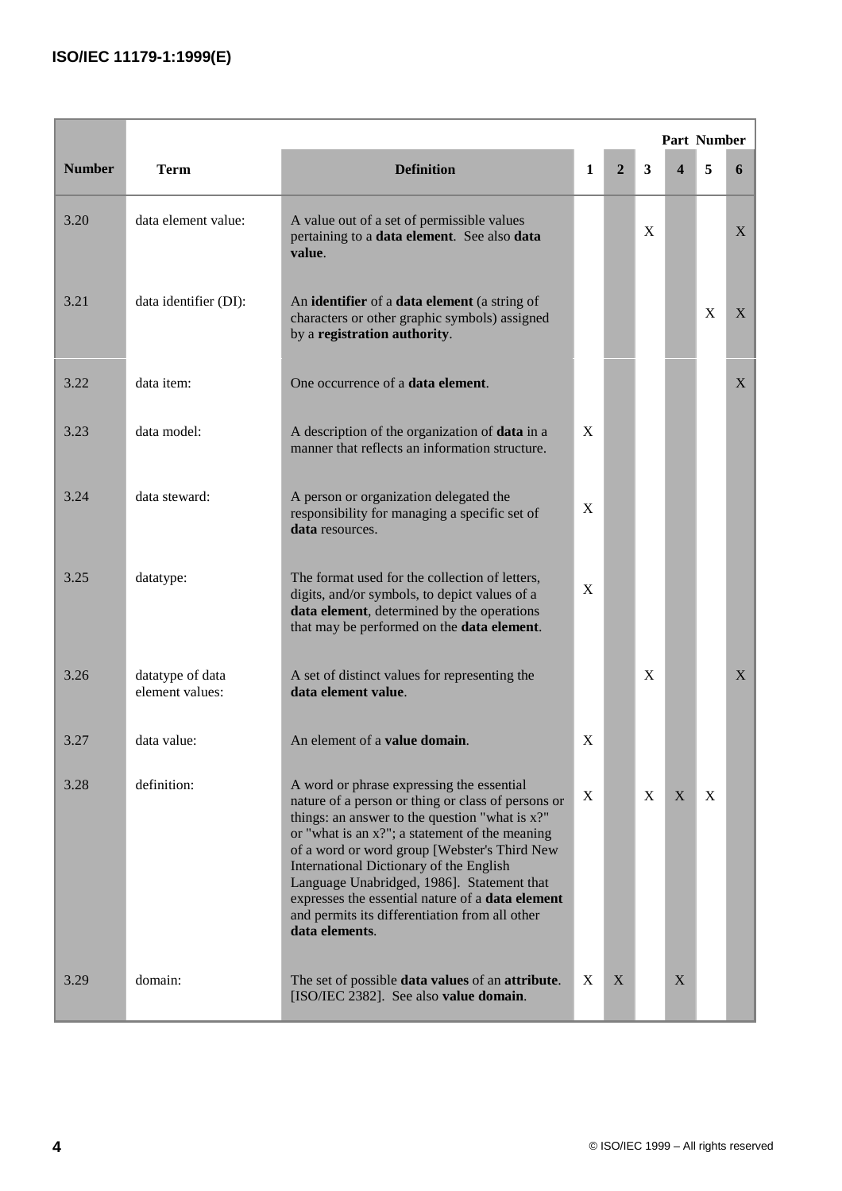| Number | Term | Definition | Part Number | | | | | |
|---|---|---|---|---|---|---|---|---|
| | | | 1 | 2 | 3 | 4 | 5 | 6 |
| 3.20 | data element value: | A value out of a set of permissible values pertaining to a **data element**. See also **data value**. | | | X | | | X |
| 3.21 | data identifier (DI): | An **identifier** of a **data element** (a string of characters or other graphic symbols) assigned by a **registration authority**. | | | | | X | X |
| 3.22 | data item: | One occurrence of a **data element**. | | | | | | X |
| 3.23 | data model: | A description of the organization of **data** in a manner that reflects an information structure. | X | | | | | |
| 3.24 | data steward: | A person or organization delegated the responsibility for managing a specific set of **data** resources. | X | | | | | |
| 3.25 | datatype: | The format used for the collection of letters, digits, and/or symbols, to depict values of a **data element**, determined by the operations that may be performed on the **data element**. | X | | | | | |
| 3.26 | datatype of data element values: | A set of distinct values for representing the **data element value**. | | | X | | | X |
| 3.27 | data value: | An element of a **value domain**. | X | | | | | |
| 3.28 | definition: | A word or phrase expressing the essential nature of a person or thing or class of persons or things: an answer to the question "what is x?" or "what is an x?"; a statement of the meaning of a word or word group [Webster's Third New International Dictionary of the English Language Unabridged, 1986]. Statement that expresses the essential nature of a **data element** and permits its differentiation from all other **data elements**. | X | | X | X | X | |
| 3.29 | domain: | The set of possible **data values** of an **attribute**. [ISO/IEC 2382]. See also **value domain**. | X | X | | X | | |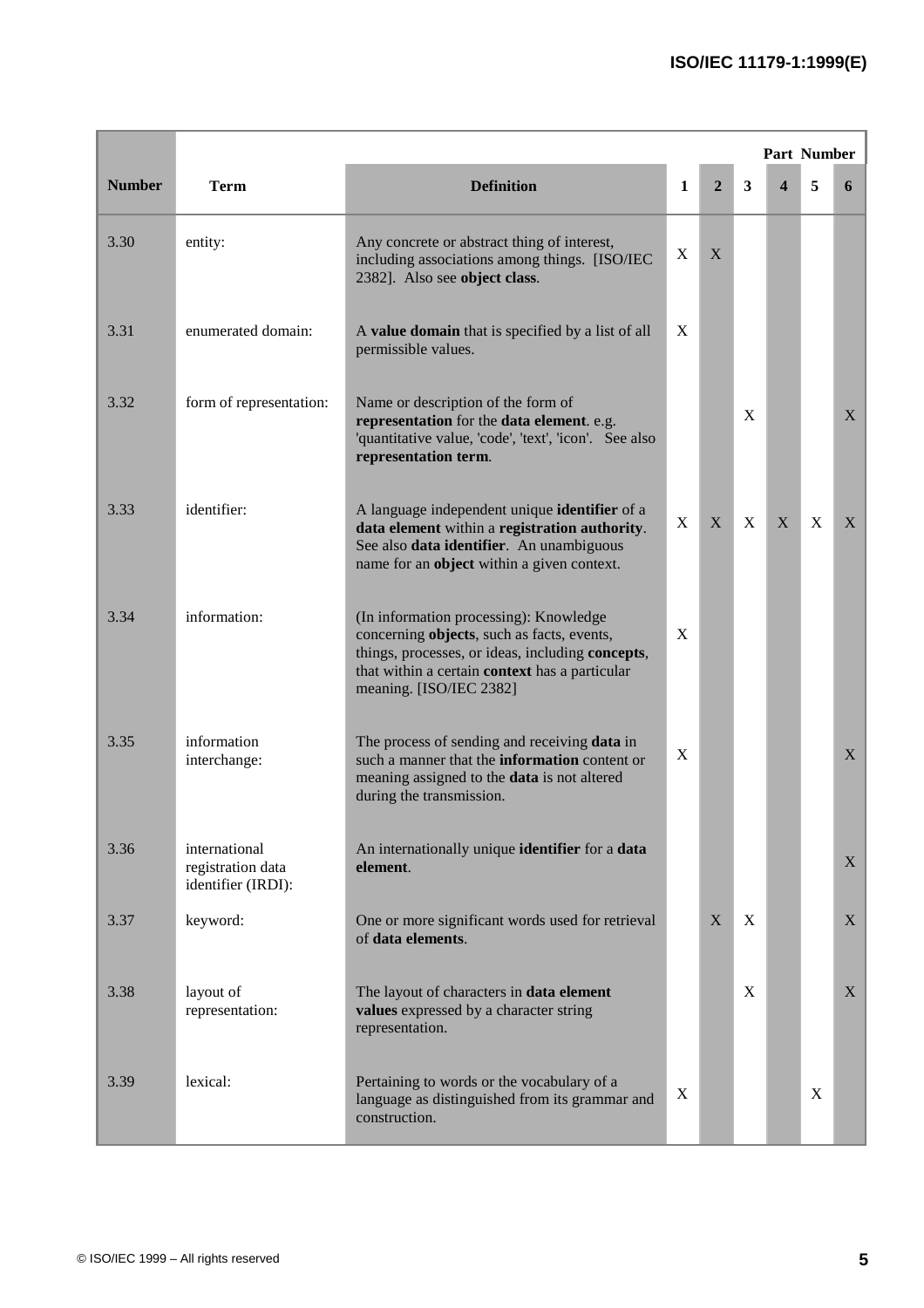| Number | Term | Definition | 1 | 2 | 3 | 4 | 5 | 6 |
|---|---|---|---|---|---|---|---|---|
| | | | **Part Number** | | | | | |
| 3.30 | entity: | Any concrete or abstract thing of interest, including associations among things. [ISO/IEC 2382]. Also see **object class**. | X | X | | | | |
| 3.31 | enumerated domain: | A **value domain** that is specified by a list of all permissible values. | X | | | | | |
| 3.32 | form of representation: | Name or description of the form of **representation** for the **data element**. e.g. 'quantitative value, 'code', 'text', 'icon'. See also **representation term**. | | | X | | | X |
| 3.33 | identifier: | A language independent unique **identifier** of a **data element** within a **registration authority**. See also **data identifier**. An unambiguous name for an **object** within a given context. | X | X | X | X | X | X |
| 3.34 | information: | (In information processing): Knowledge concerning **objects**, such as facts, events, things, processes, or ideas, including **concepts**, that within a certain **context** has a particular meaning. [ISO/IEC 2382] | X | | | | | |
| 3.35 | information interchange: | The process of sending and receiving **data** in such a manner that the **information** content or meaning assigned to the **data** is not altered during the transmission. | X | | | | | X |
| 3.36 | international registration data identifier (IRDI): | An internationally unique **identifier** for a **data element**. | | | | | | X |
| 3.37 | keyword: | One or more significant words used for retrieval of **data elements**. | | X | X | | | X |
| 3.38 | layout of representation: | The layout of characters in **data element values** expressed by a character string representation. | | | X | | | X |
| 3.39 | lexical: | Pertaining to words or the vocabulary of a language as distinguished from its grammar and construction. | X | | | | X | |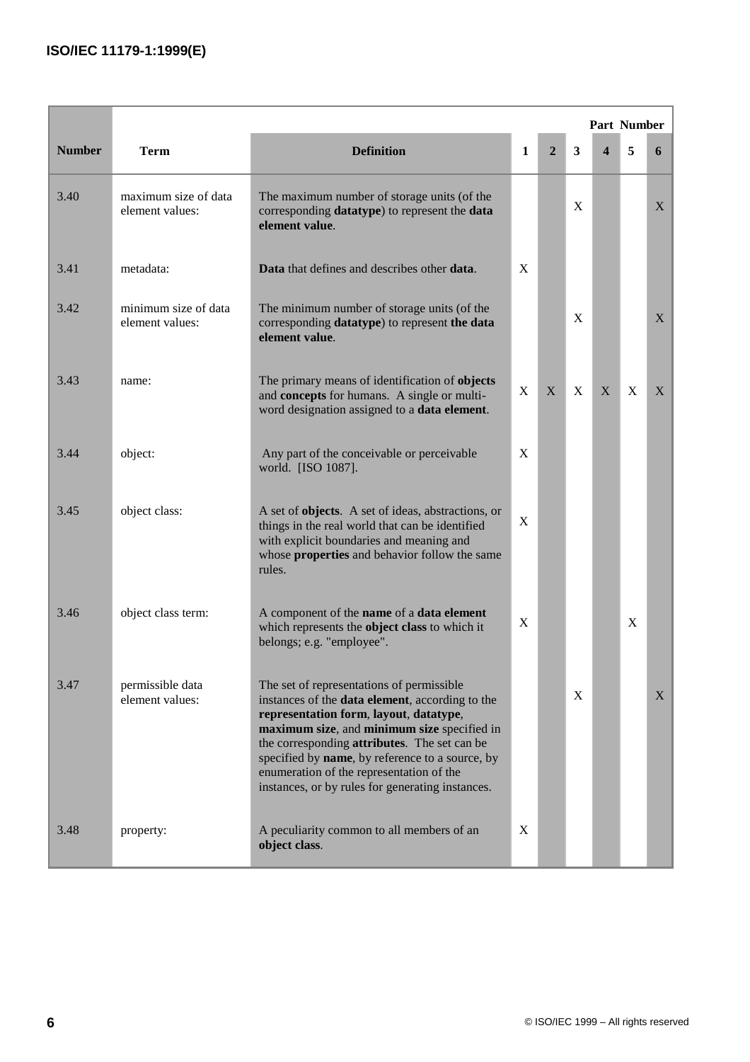| Number | Term | Definition | Part Number | | | | | |
|---|---|---|---|---|---|---|---|---|
| | | | 1 | 2 | 3 | 4 | 5 | 6 |
| 3.40 | maximum size of data element values: | The maximum number of storage units (of the corresponding **datatype**) to represent the **data element value**. | | | X | | | X |
| 3.41 | metadata: | **Data** that defines and describes other **data**. | X | | | | | |
| 3.42 | minimum size of data element values: | The minimum number of storage units (of the corresponding **datatype**) to represent **the data element value**. | | | X | | | X |
| 3.43 | name: | The primary means of identification of **objects** and **concepts** for humans. A single or multi-word designation assigned to a **data element**. | X | X | X | X | X | X |
| 3.44 | object: | Any part of the conceivable or perceivable world. [ISO 1087]. | X | | | | | |
| 3.45 | object class: | A set of **objects**. A set of ideas, abstractions, or things in the real world that can be identified with explicit boundaries and meaning and whose **properties** and behavior follow the same rules. | X | | | | | |
| 3.46 | object class term: | A component of the **name** of a **data element** which represents the **object class** to which it belongs; e.g. "employee". | X | | | | X | |
| 3.47 | permissible data element values: | The set of representations of permissible instances of the **data element**, according to the **representation form**, **layout**, **datatype**, **maximum size**, and **minimum size** specified in the corresponding **attributes**. The set can be specified by **name**, by reference to a source, by enumeration of the representation of the instances, or by rules for generating instances. | | | X | | | X |
| 3.48 | property: | A peculiarity common to all members of an **object class**. | X | | | | | |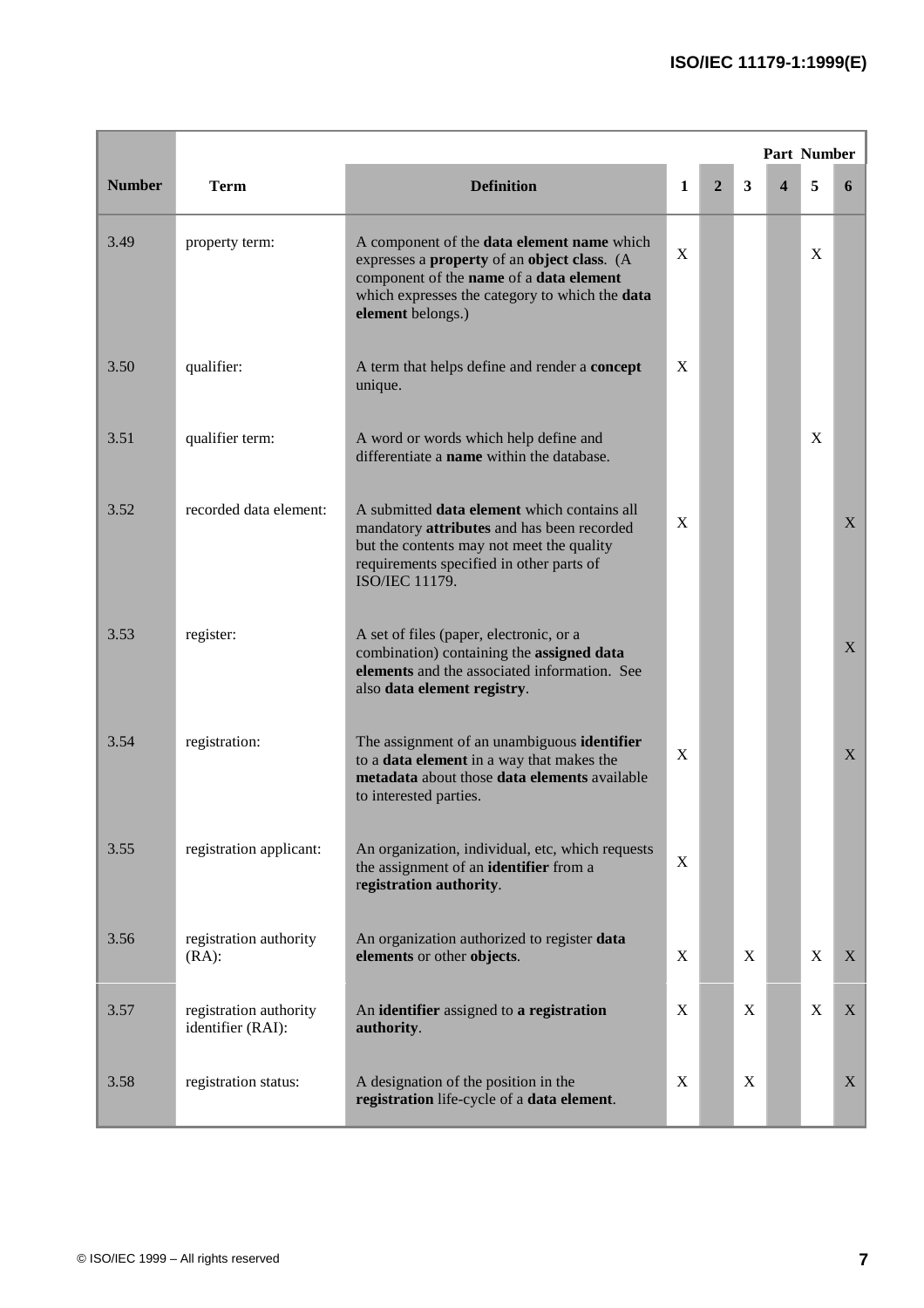| Number | Term | Definition | Part Number | | | | | |
|---|---|---|---|---|---|---|---|---|
| | | | 1 | 2 | 3 | 4 | 5 | 6 |
| 3.49 | property term: | A component of the **data element name** which expresses a **property** of an **object class**. (A component of the **name** of a **data element** which expresses the category to which the **data element** belongs.) | X | | | | X | |
| 3.50 | qualifier: | A term that helps define and render a **concept** unique. | X | | | | | |
| 3.51 | qualifier term: | A word or words which help define and differentiate a **name** within the database. | | | | | X | |
| 3.52 | recorded data element: | A submitted **data element** which contains all mandatory **attributes** and has been recorded but the contents may not meet the quality requirements specified in other parts of ISO/IEC 11179. | X | | | | | X |
| 3.53 | register: | A set of files (paper, electronic, or a combination) containing the **assigned data elements** and the associated information. See also **data element registry**. | | | | | | X |
| 3.54 | registration: | The assignment of an unambiguous **identifier** to a **data element** in a way that makes the **metadata** about those **data elements** available to interested parties. | X | | | | | X |
| 3.55 | registration applicant: | An organization, individual, etc, which requests the assignment of an **identifier** from a **registration authority**. | X | | | | | |
| 3.56 | registration authority (RA): | An organization authorized to register **data elements** or other **objects**. | X | | X | | X | X |
| 3.57 | registration authority identifier (RAI): | An **identifier** assigned to **a registration authority**. | X | | X | | X | X |
| 3.58 | registration status: | A designation of the position in the **registration** life-cycle of a **data element**. | X | | X | | | X |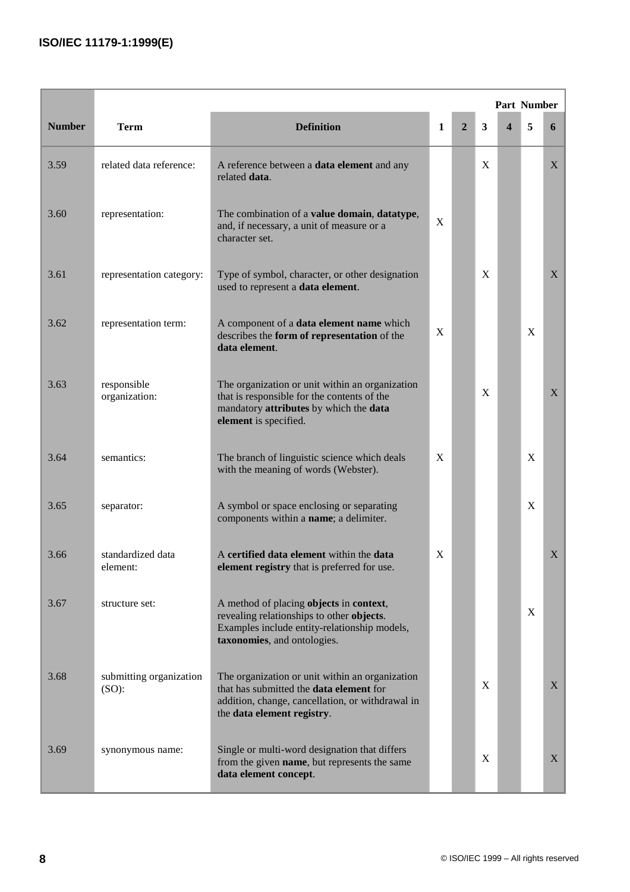| Number | Term | Definition | Part Number | | | | | |
|---|---|---|---|---|---|---|---|---|
| | | | 1 | 2 | 3 | 4 | 5 | 6 |
| 3.59 | related data reference: | A reference between a **data element** and any related **data**. | | | X | | | X |
| 3.60 | representation: | The combination of a **value domain**, **datatype**, and, if necessary, a unit of measure or a character set. | X | | | | | |
| 3.61 | representation category: | Type of symbol, character, or other designation used to represent a **data element**. | | | X | | | X |
| 3.62 | representation term: | A component of a **data element name** which describes the **form of representation** of the **data element**. | X | | | | X | |
| 3.63 | responsible organization: | The organization or unit within an organization that is responsible for the contents of the mandatory **attributes** by which the **data element** is specified. | | | X | | | X |
| 3.64 | semantics: | The branch of linguistic science which deals with the meaning of words (Webster). | X | | | | X | |
| 3.65 | separator: | A symbol or space enclosing or separating components within a **name**; a delimiter. | | | | | X | |
| 3.66 | standardized data element: | A **certified data element** within the **data element registry** that is preferred for use. | X | | | | | X |
| 3.67 | structure set: | A method of placing **objects** in **context**, revealing relationships to other **objects**. Examples include entity-relationship models, **taxonomies**, and ontologies. | | | | | X | |
| 3.68 | submitting organization (SO): | The organization or unit within an organization that has submitted the **data element** for addition, change, cancellation, or withdrawal in the **data element registry**. | | | X | | | X |
| 3.69 | synonymous name: | Single or multi-word designation that differs from the given **name**, but represents the same **data element concept**. | | | X | | | X |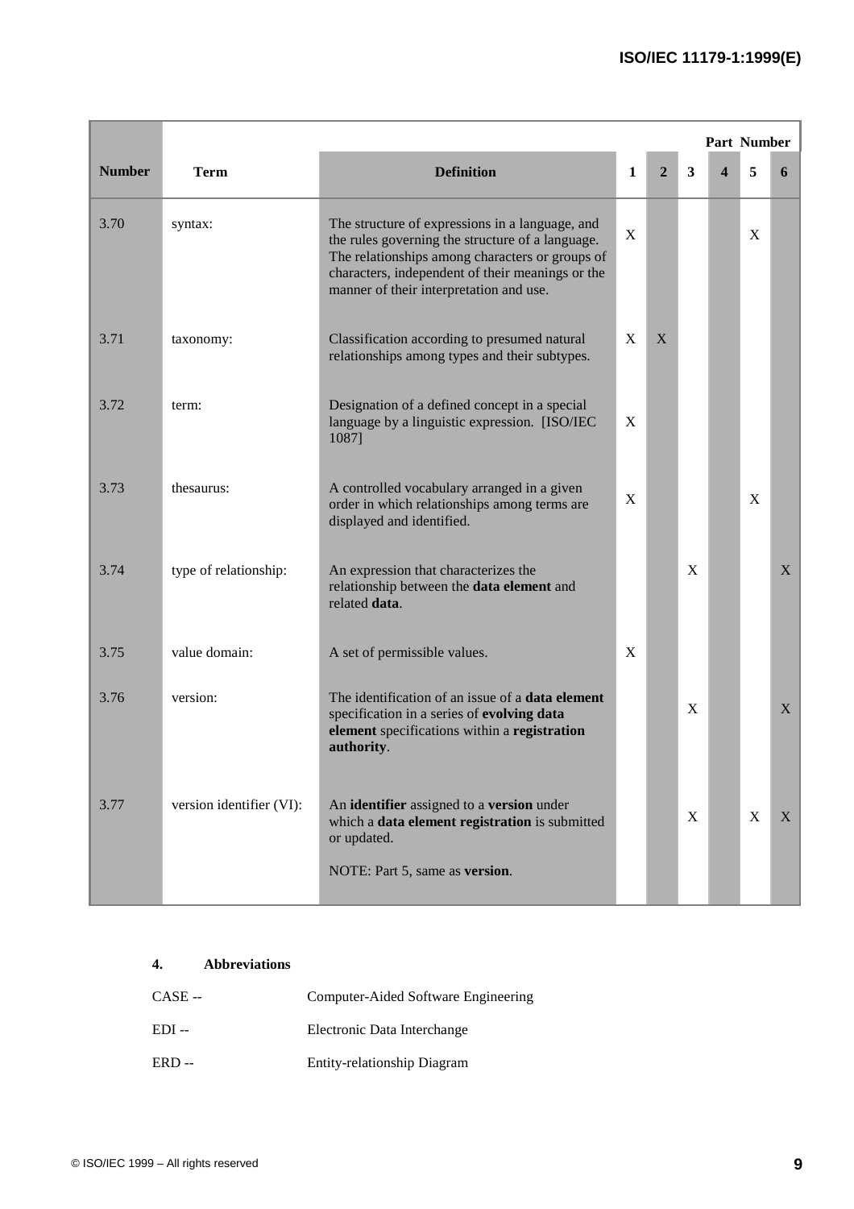| Number | Term | Definition | Part Number | | | | | |
|---|---|---|---|---|---|---|---|---|
| | | | 1 | 2 | 3 | 4 | 5 | 6 |
| 3.70 | syntax: | The structure of expressions in a language, and the rules governing the structure of a language. The relationships among characters or groups of characters, independent of their meanings or the manner of their interpretation and use. | X | | | | X | |
| 3.71 | taxonomy: | Classification according to presumed natural relationships among types and their subtypes. | X | X | | | | |
| 3.72 | term: | Designation of a defined concept in a special language by a linguistic expression. [ISO/IEC 1087] | X | | | | | |
| 3.73 | thesaurus: | A controlled vocabulary arranged in a given order in which relationships among terms are displayed and identified. | X | | | | X | |
| 3.74 | type of relationship: | An expression that characterizes the relationship between the **data element** and related **data**. | | | X | | | X |
| 3.75 | value domain: | A set of permissible values. | X | | | | | |
| 3.76 | version: | The identification of an issue of a **data element** specification in a series of **evolving data element** specifications within a **registration authority**. | | | X | | | X |
| 3.77 | version identifier (VI): | An **identifier** assigned to a **version** under which a **data element registration** is submitted or updated.<br><br>NOTE: Part 5, same as **version**. | | | X | | X | X |

## 4. Abbreviations

CASE -- Computer-Aided Software Engineering

EDI -- Electronic Data Interchange

ERD -- Entity-relationship Diagram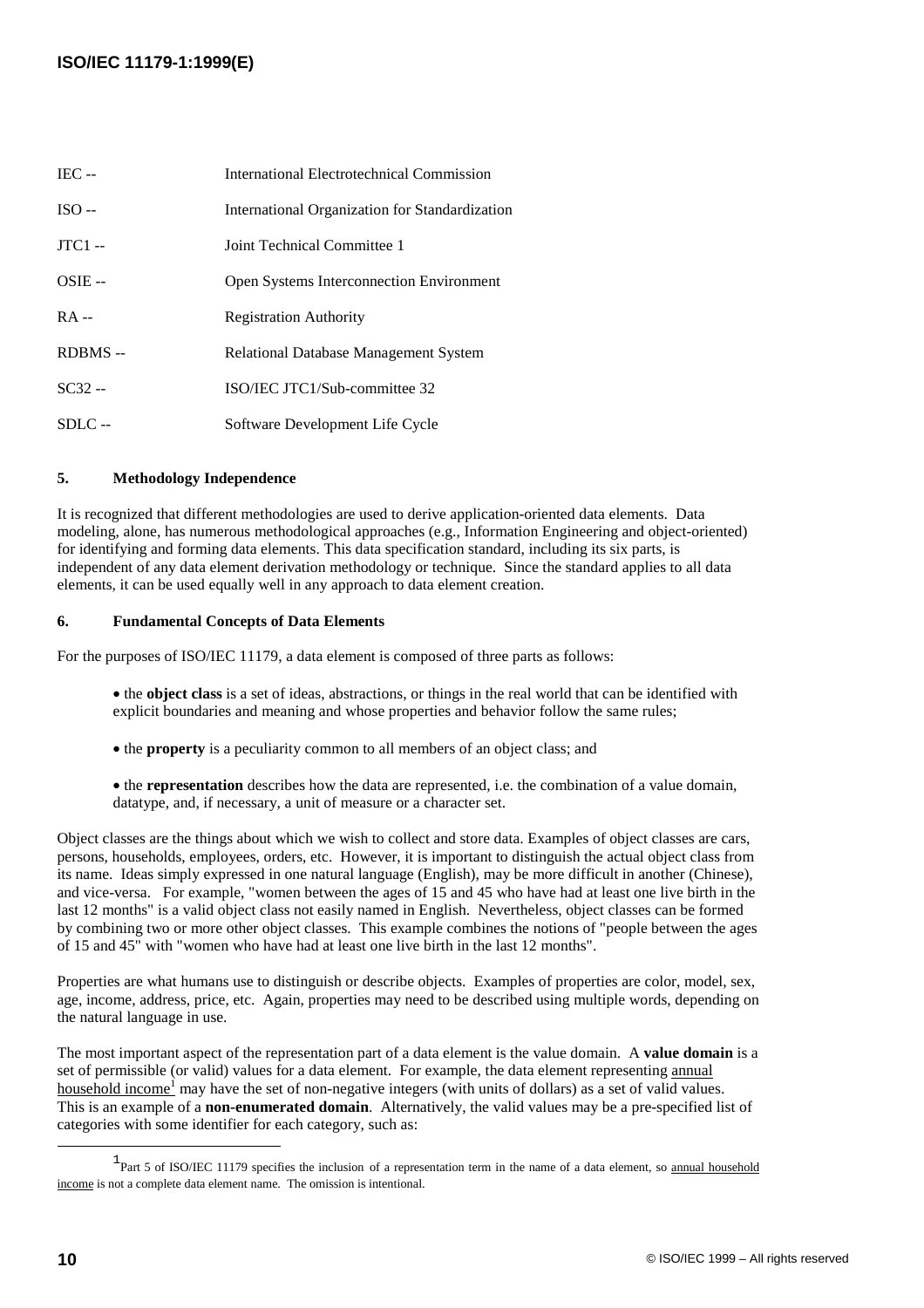IEC -- International Electrotechnical Commission

ISO -- International Organization for Standardization

JTC1 -- Joint Technical Committee 1

OSIE -- Open Systems Interconnection Environment

RA -- Registration Authority

RDBMS -- Relational Database Management System

SC32 -- ISO/IEC JTC1/Sub-committee 32

SDLC -- Software Development Life Cycle

## 5. Methodology Independence

It is recognized that different methodologies are used to derive application-oriented data elements. Data modeling, alone, has numerous methodological approaches (e.g., Information Engineering and object-oriented) for identifying and forming data elements. This data specification standard, including its six parts, is independent of any data element derivation methodology or technique. Since the standard applies to all data elements, it can be used equally well in any approach to data element creation.

## 6. Fundamental Concepts of Data Elements

For the purposes of ISO/IEC 11179, a data element is composed of three parts as follows:

- the **object class** is a set of ideas, abstractions, or things in the real world that can be identified with explicit boundaries and meaning and whose properties and behavior follow the same rules;
- the **property** is a peculiarity common to all members of an object class; and
- the **representation** describes how the data are represented, i.e. the combination of a value domain, datatype, and, if necessary, a unit of measure or a character set.

Object classes are the things about which we wish to collect and store data. Examples of object classes are cars, persons, households, employees, orders, etc. However, it is important to distinguish the actual object class from its name. Ideas simply expressed in one natural language (English), may be more difficult in another (Chinese), and vice-versa. For example, "women between the ages of 15 and 45 who have had at least one live birth in the last 12 months" is a valid object class not easily named in English. Nevertheless, object classes can be formed by combining two or more other object classes. This example combines the notions of "people between the ages of 15 and 45" with "women who have had at least one live birth in the last 12 months".

Properties are what humans use to distinguish or describe objects. Examples of properties are color, model, sex, age, income, address, price, etc. Again, properties may need to be described using multiple words, depending on the natural language in use.

The most important aspect of the representation part of a data element is the value domain. A **value domain** is a set of permissible (or valid) values for a data element. For example, the data element representing annual household income[1] may have the set of non-negative integers (with units of dollars) as a set of valid values. This is an example of a **non-enumerated domain**. Alternatively, the valid values may be a pre-specified list of categories with some identifier for each category, such as:

[1] Part 5 of ISO/IEC 11179 specifies the inclusion of a representation term in the name of a data element, so annual household income is not a complete data element name. The omission is intentional.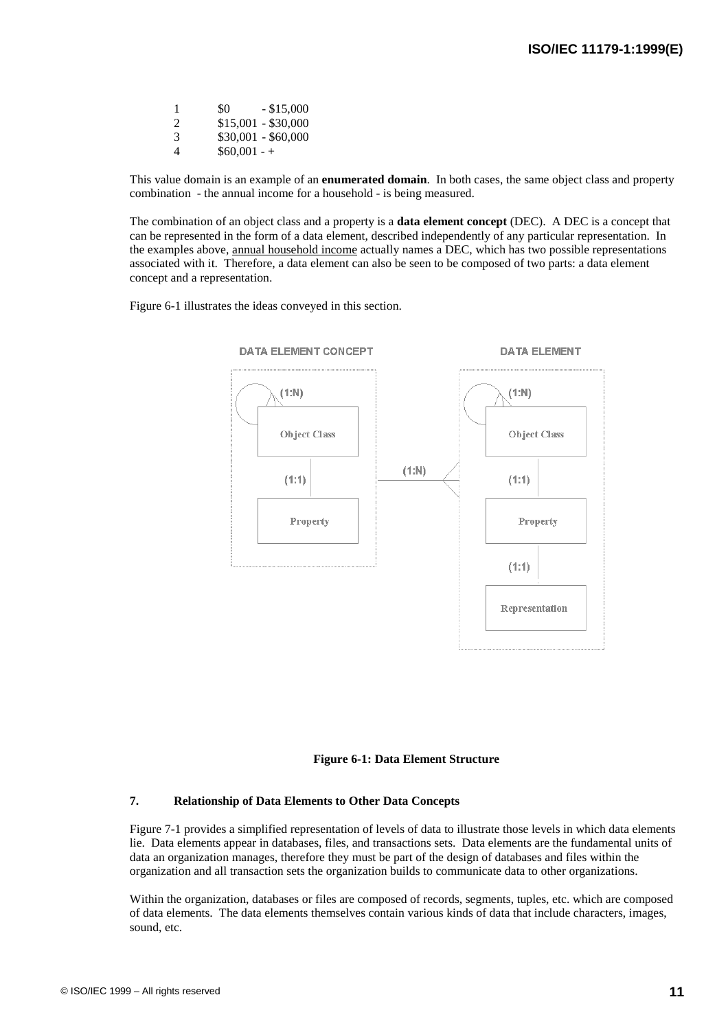| | |
|---|---|
| 1 | $0 - $15,000 |
| 2 | $15,001 - $30,000 |
| 3 | $30,001 - $60,000 |
| 4 | $60,001 - + |

This value domain is an example of an **enumerated domain**. In both cases, the same object class and property combination - the annual income for a household - is being measured.

The combination of an object class and a property is a **data element concept** (DEC). A DEC is a concept that can be represented in the form of a data element, described independently of any particular representation. In the examples above, annual household income actually names a DEC, which has two possible representations associated with it. Therefore, a data element can also be seen to be composed of two parts: a data element concept and a representation.

Figure 6-1 illustrates the ideas conveyed in this section.

DATA ELEMENT CONCEPT

(1:N)

Object Class

(1:1)

Property

(1:N)

DATA ELEMENT

(1:N)

Object Class

(1:1)

Property

(1:1)

Representation

**Figure 6-1: Data Element Structure**

## 7. Relationship of Data Elements to Other Data Concepts

Figure 7-1 provides a simplified representation of levels of data to illustrate those levels in which data elements lie. Data elements appear in databases, files, and transactions sets. Data elements are the fundamental units of data an organization manages, therefore they must be part of the design of databases and files within the organization and all transaction sets the organization builds to communicate data to other organizations.

Within the organization, databases or files are composed of records, segments, tuples, etc. which are composed of data elements. The data elements themselves contain various kinds of data that include characters, images, sound, etc.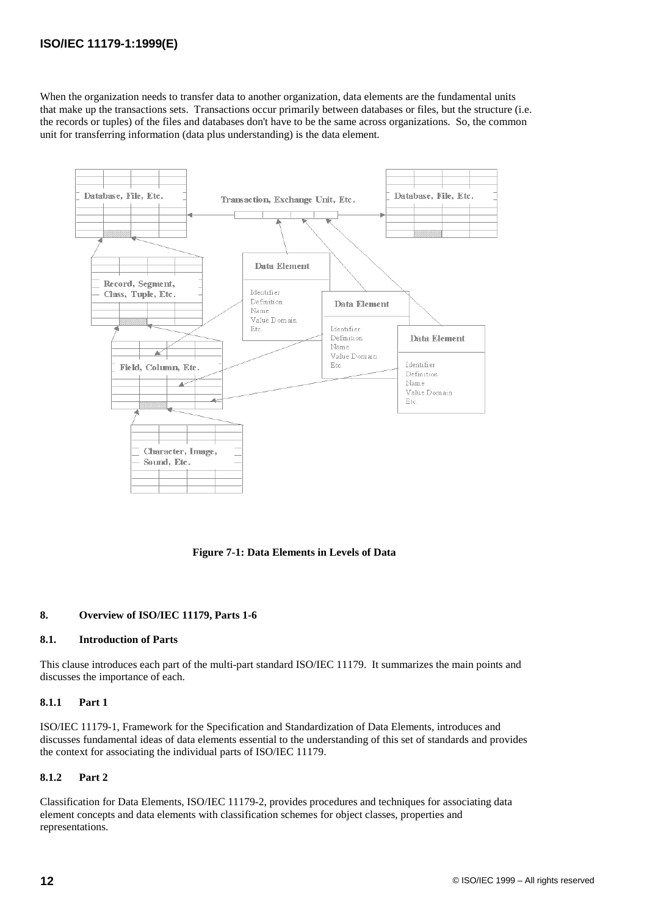When the organization needs to transfer data to another organization, data elements are the fundamental units that make up the transactions sets. Transactions occur primarily between databases or files, but the structure (i.e. the records or tuples) of the files and databases don't have to be the same across organizations. So, the common unit for transferring information (data plus understanding) is the data element.

**Figure 7-1: Data Elements in Levels of Data**

### 8. Overview of ISO/IEC 11179, Parts 1-6

#### 8.1. Introduction of Parts

This clause introduces each part of the multi-part standard ISO/IEC 11179. It summarizes the main points and discusses the importance of each.

#### 8.1.1 Part 1

ISO/IEC 11179-1, Framework for the Specification and Standardization of Data Elements, introduces and discusses fundamental ideas of data elements essential to the understanding of this set of standards and provides the context for associating the individual parts of ISO/IEC 11179.

#### 8.1.2 Part 2

Classification for Data Elements, ISO/IEC 11179-2, provides procedures and techniques for associating data element concepts and data elements with classification schemes for object classes, properties and representations.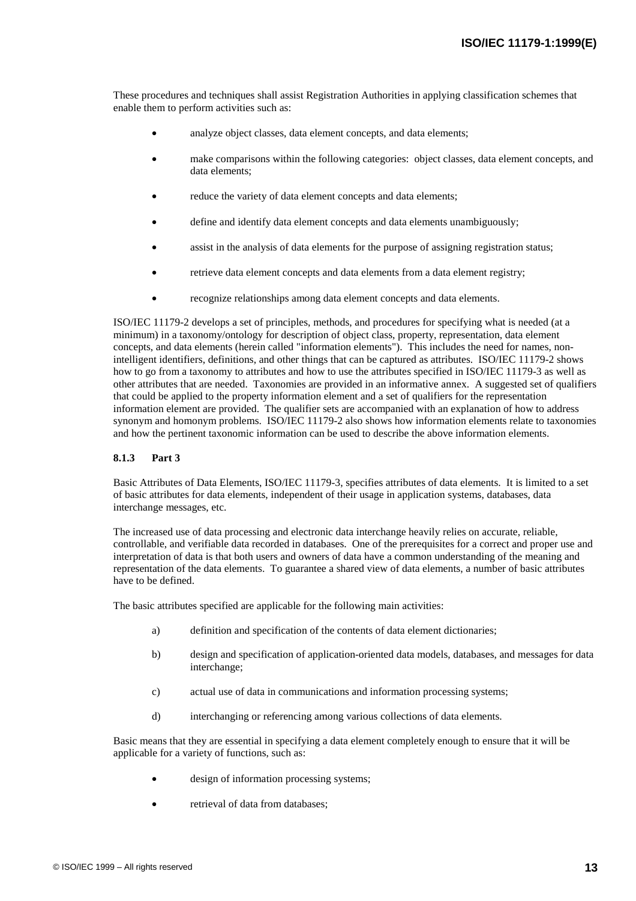These procedures and techniques shall assist Registration Authorities in applying classification schemes that enable them to perform activities such as:

- analyze object classes, data element concepts, and data elements;
- make comparisons within the following categories: object classes, data element concepts, and data elements;
- reduce the variety of data element concepts and data elements;
- define and identify data element concepts and data elements unambiguously;
- assist in the analysis of data elements for the purpose of assigning registration status;
- retrieve data element concepts and data elements from a data element registry;
- recognize relationships among data element concepts and data elements.

ISO/IEC 11179-2 develops a set of principles, methods, and procedures for specifying what is needed (at a minimum) in a taxonomy/ontology for description of object class, property, representation, data element concepts, and data elements (herein called "information elements"). This includes the need for names, non-intelligent identifiers, definitions, and other things that can be captured as attributes. ISO/IEC 11179-2 shows how to go from a taxonomy to attributes and how to use the attributes specified in ISO/IEC 11179-3 as well as other attributes that are needed. Taxonomies are provided in an informative annex. A suggested set of qualifiers that could be applied to the property information element and a set of qualifiers for the representation information element are provided. The qualifier sets are accompanied with an explanation of how to address synonym and homonym problems. ISO/IEC 11179-2 also shows how information elements relate to taxonomies and how the pertinent taxonomic information can be used to describe the above information elements.

#### 8.1.3 Part 3

Basic Attributes of Data Elements, ISO/IEC 11179-3, specifies attributes of data elements. It is limited to a set of basic attributes for data elements, independent of their usage in application systems, databases, data interchange messages, etc.

The increased use of data processing and electronic data interchange heavily relies on accurate, reliable, controllable, and verifiable data recorded in databases. One of the prerequisites for a correct and proper use and interpretation of data is that both users and owners of data have a common understanding of the meaning and representation of the data elements. To guarantee a shared view of data elements, a number of basic attributes have to be defined.

The basic attributes specified are applicable for the following main activities:

a) definition and specification of the contents of data element dictionaries;

b) design and specification of application-oriented data models, databases, and messages for data interchange;

c) actual use of data in communications and information processing systems;

d) interchanging or referencing among various collections of data elements.

Basic means that they are essential in specifying a data element completely enough to ensure that it will be applicable for a variety of functions, such as:

- design of information processing systems;
- retrieval of data from databases;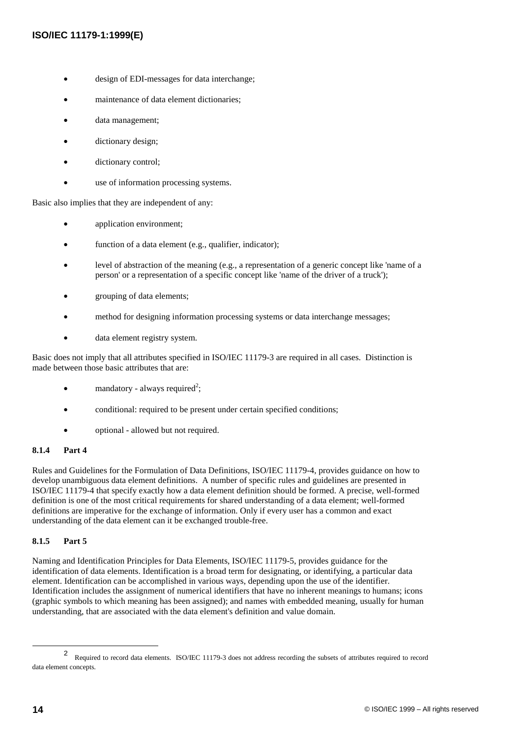- design of EDI-messages for data interchange;
- maintenance of data element dictionaries;
- data management;
- dictionary design;
- dictionary control;
- use of information processing systems.

Basic also implies that they are independent of any:

- application environment;
- function of a data element (e.g., qualifier, indicator);
- level of abstraction of the meaning (e.g., a representation of a generic concept like 'name of a person' or a representation of a specific concept like 'name of the driver of a truck');
- grouping of data elements;
- method for designing information processing systems or data interchange messages;
- data element registry system.

Basic does not imply that all attributes specified in ISO/IEC 11179-3 are required in all cases. Distinction is made between those basic attributes that are:

- mandatory - always required[2];
- conditional: required to be present under certain specified conditions;
- optional - allowed but not required.

#### 8.1.4 Part 4

Rules and Guidelines for the Formulation of Data Definitions, ISO/IEC 11179-4, provides guidance on how to develop unambiguous data element definitions. A number of specific rules and guidelines are presented in ISO/IEC 11179-4 that specify exactly how a data element definition should be formed. A precise, well-formed definition is one of the most critical requirements for shared understanding of a data element; well-formed definitions are imperative for the exchange of information. Only if every user has a common and exact understanding of the data element can it be exchanged trouble-free.

#### 8.1.5 Part 5

Naming and Identification Principles for Data Elements, ISO/IEC 11179-5, provides guidance for the identification of data elements. Identification is a broad term for designating, or identifying, a particular data element. Identification can be accomplished in various ways, depending upon the use of the identifier. Identification includes the assignment of numerical identifiers that have no inherent meanings to humans; icons (graphic symbols to which meaning has been assigned); and names with embedded meaning, usually for human understanding, that are associated with the data element's definition and value domain.

---

[2] Required to record data elements. ISO/IEC 11179-3 does not address recording the subsets of attributes required to record data element concepts.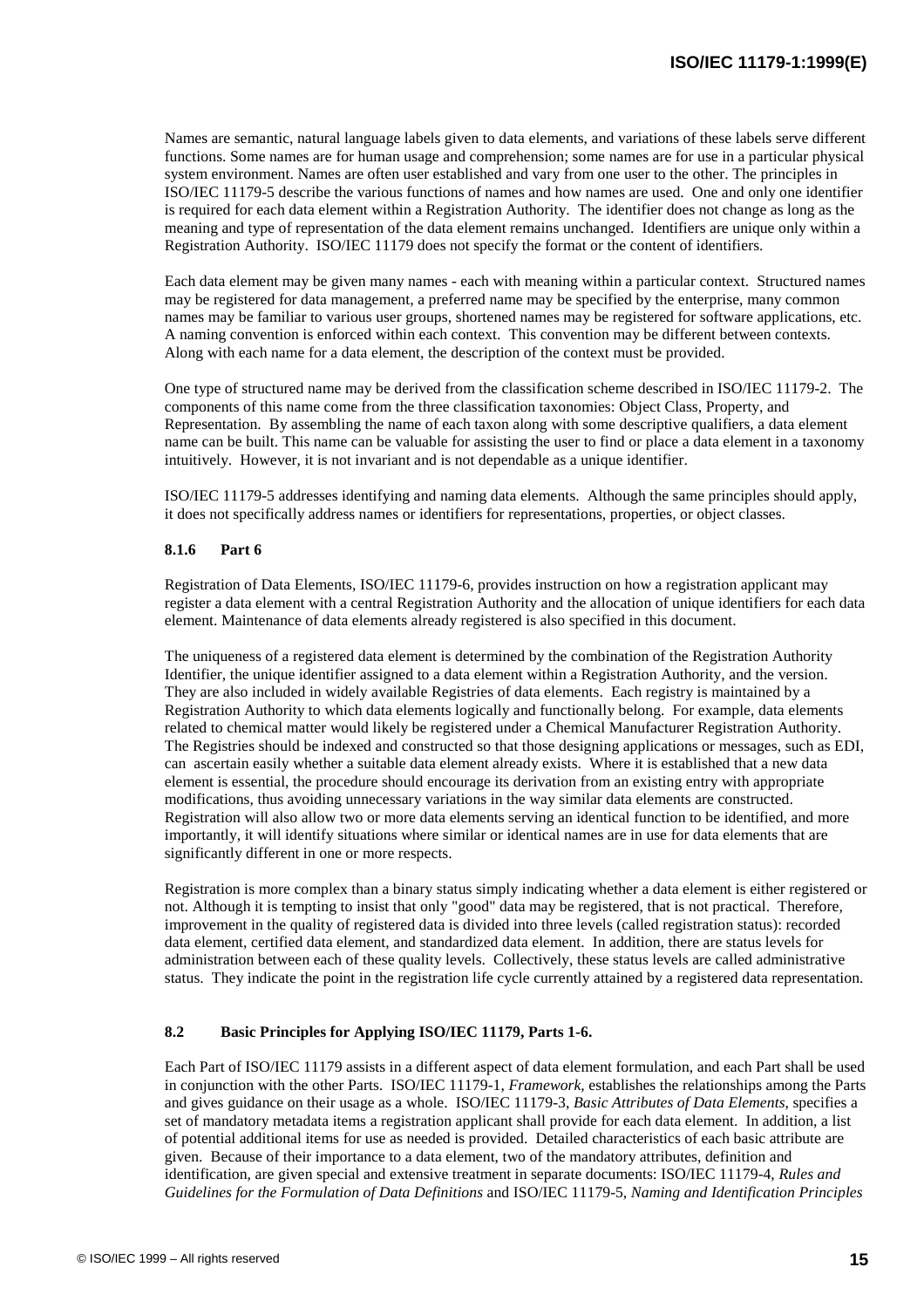Names are semantic, natural language labels given to data elements, and variations of these labels serve different functions. Some names are for human usage and comprehension; some names are for use in a particular physical system environment. Names are often user established and vary from one user to the other. The principles in ISO/IEC 11179-5 describe the various functions of names and how names are used. One and only one identifier is required for each data element within a Registration Authority. The identifier does not change as long as the meaning and type of representation of the data element remains unchanged. Identifiers are unique only within a Registration Authority. ISO/IEC 11179 does not specify the format or the content of identifiers.

Each data element may be given many names - each with meaning within a particular context. Structured names may be registered for data management, a preferred name may be specified by the enterprise, many common names may be familiar to various user groups, shortened names may be registered for software applications, etc. A naming convention is enforced within each context. This convention may be different between contexts. Along with each name for a data element, the description of the context must be provided.

One type of structured name may be derived from the classification scheme described in ISO/IEC 11179-2. The components of this name come from the three classification taxonomies: Object Class, Property, and Representation. By assembling the name of each taxon along with some descriptive qualifiers, a data element name can be built. This name can be valuable for assisting the user to find or place a data element in a taxonomy intuitively. However, it is not invariant and is not dependable as a unique identifier.

ISO/IEC 11179-5 addresses identifying and naming data elements. Although the same principles should apply, it does not specifically address names or identifiers for representations, properties, or object classes.

#### 8.1.6 Part 6

Registration of Data Elements, ISO/IEC 11179-6, provides instruction on how a registration applicant may register a data element with a central Registration Authority and the allocation of unique identifiers for each data element. Maintenance of data elements already registered is also specified in this document.

The uniqueness of a registered data element is determined by the combination of the Registration Authority Identifier, the unique identifier assigned to a data element within a Registration Authority, and the version. They are also included in widely available Registries of data elements. Each registry is maintained by a Registration Authority to which data elements logically and functionally belong. For example, data elements related to chemical matter would likely be registered under a Chemical Manufacturer Registration Authority. The Registries should be indexed and constructed so that those designing applications or messages, such as EDI, can ascertain easily whether a suitable data element already exists. Where it is established that a new data element is essential, the procedure should encourage its derivation from an existing entry with appropriate modifications, thus avoiding unnecessary variations in the way similar data elements are constructed. Registration will also allow two or more data elements serving an identical function to be identified, and more importantly, it will identify situations where similar or identical names are in use for data elements that are significantly different in one or more respects.

Registration is more complex than a binary status simply indicating whether a data element is either registered or not. Although it is tempting to insist that only "good" data may be registered, that is not practical. Therefore, improvement in the quality of registered data is divided into three levels (called registration status): recorded data element, certified data element, and standardized data element. In addition, there are status levels for administration between each of these quality levels. Collectively, these status levels are called administrative status. They indicate the point in the registration life cycle currently attained by a registered data representation.

### 8.2 Basic Principles for Applying ISO/IEC 11179, Parts 1-6.

Each Part of ISO/IEC 11179 assists in a different aspect of data element formulation, and each Part shall be used in conjunction with the other Parts. ISO/IEC 11179-1, *Framework*, establishes the relationships among the Parts and gives guidance on their usage as a whole. ISO/IEC 11179-3, *Basic Attributes of Data Elements*, specifies a set of mandatory metadata items a registration applicant shall provide for each data element. In addition, a list of potential additional items for use as needed is provided. Detailed characteristics of each basic attribute are given. Because of their importance to a data element, two of the mandatory attributes, definition and identification, are given special and extensive treatment in separate documents: ISO/IEC 11179-4, *Rules and Guidelines for the Formulation of Data Definitions* and ISO/IEC 11179-5, *Naming and Identification Principles*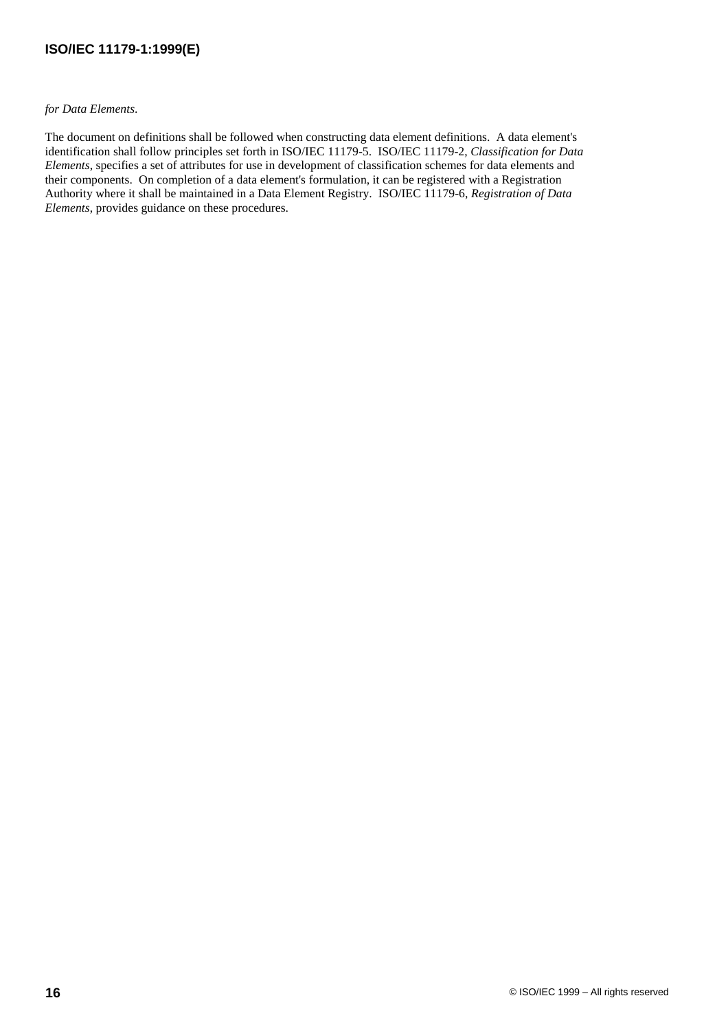*for Data Elements*.

The document on definitions shall be followed when constructing data element definitions. A data element's identification shall follow principles set forth in ISO/IEC 11179-5. ISO/IEC 11179-2, *Classification for Data Elements*, specifies a set of attributes for use in development of classification schemes for data elements and their components. On completion of a data element's formulation, it can be registered with a Registration Authority where it shall be maintained in a Data Element Registry. ISO/IEC 11179-6, *Registration of Data Elements*, provides guidance on these procedures.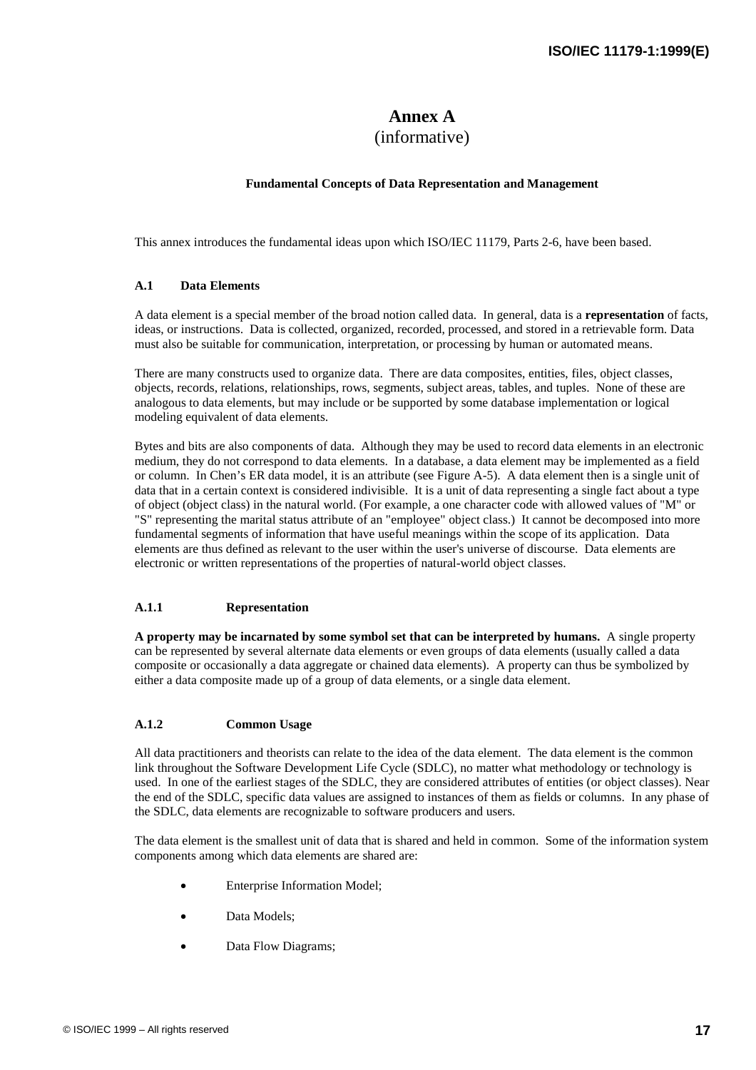# Annex A
(informative)

**Fundamental Concepts of Data Representation and Management**

This annex introduces the fundamental ideas upon which ISO/IEC 11179, Parts 2-6, have been based.

## A.1 Data Elements

A data element is a special member of the broad notion called data. In general, data is a **representation** of facts, ideas, or instructions. Data is collected, organized, recorded, processed, and stored in a retrievable form. Data must also be suitable for communication, interpretation, or processing by human or automated means.

There are many constructs used to organize data. There are data composites, entities, files, object classes, objects, records, relations, relationships, rows, segments, subject areas, tables, and tuples. None of these are analogous to data elements, but may include or be supported by some database implementation or logical modeling equivalent of data elements.

Bytes and bits are also components of data. Although they may be used to record data elements in an electronic medium, they do not correspond to data elements. In a database, a data element may be implemented as a field or column. In Chen's ER data model, it is an attribute (see Figure A-5). A data element then is a single unit of data that in a certain context is considered indivisible. It is a unit of data representing a single fact about a type of object (object class) in the natural world. (For example, a one character code with allowed values of "M" or "S" representing the marital status attribute of an "employee" object class.) It cannot be decomposed into more fundamental segments of information that have useful meanings within the scope of its application. Data elements are thus defined as relevant to the user within the user's universe of discourse. Data elements are electronic or written representations of the properties of natural-world object classes.

### A.1.1 Representation

**A property may be incarnated by some symbol set that can be interpreted by humans.** A single property can be represented by several alternate data elements or even groups of data elements (usually called a data composite or occasionally a data aggregate or chained data elements). A property can thus be symbolized by either a data composite made up of a group of data elements, or a single data element.

### A.1.2 Common Usage

All data practitioners and theorists can relate to the idea of the data element. The data element is the common link throughout the Software Development Life Cycle (SDLC), no matter what methodology or technology is used. In one of the earliest stages of the SDLC, they are considered attributes of entities (or object classes). Near the end of the SDLC, specific data values are assigned to instances of them as fields or columns. In any phase of the SDLC, data elements are recognizable to software producers and users.

The data element is the smallest unit of data that is shared and held in common. Some of the information system components among which data elements are shared are:

- Enterprise Information Model;
- Data Models;
- Data Flow Diagrams;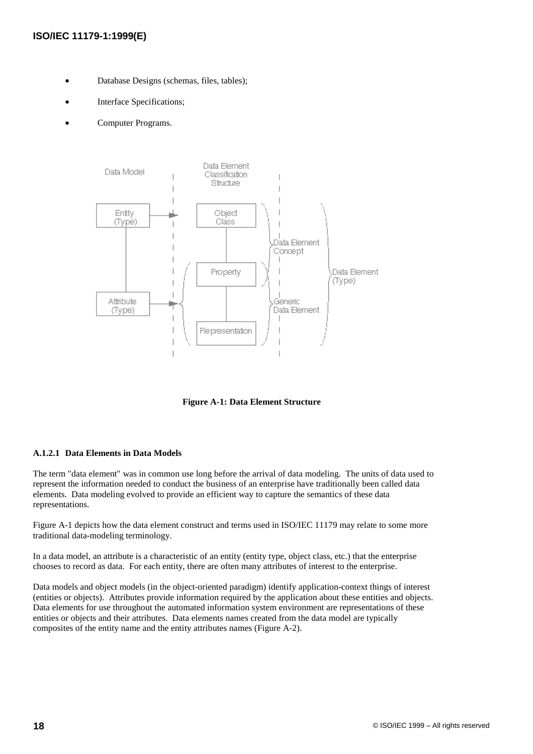- Database Designs (schemas, files, tables);
- Interface Specifications;
- Computer Programs.

**Figure A-1: Data Element Structure**

#### A.1.2.1 Data Elements in Data Models

The term "data element" was in common use long before the arrival of data modeling. The units of data used to represent the information needed to conduct the business of an enterprise have traditionally been called data elements. Data modeling evolved to provide an efficient way to capture the semantics of these data representations.

Figure A-1 depicts how the data element construct and terms used in ISO/IEC 11179 may relate to some more traditional data-modeling terminology.

In a data model, an attribute is a characteristic of an entity (entity type, object class, etc.) that the enterprise chooses to record as data. For each entity, there are often many attributes of interest to the enterprise.

Data models and object models (in the object-oriented paradigm) identify application-context things of interest (entities or objects). Attributes provide information required by the application about these entities and objects. Data elements for use throughout the automated information system environment are representations of these entities or objects and their attributes. Data elements names created from the data model are typically composites of the entity name and the entity attributes names (Figure A-2).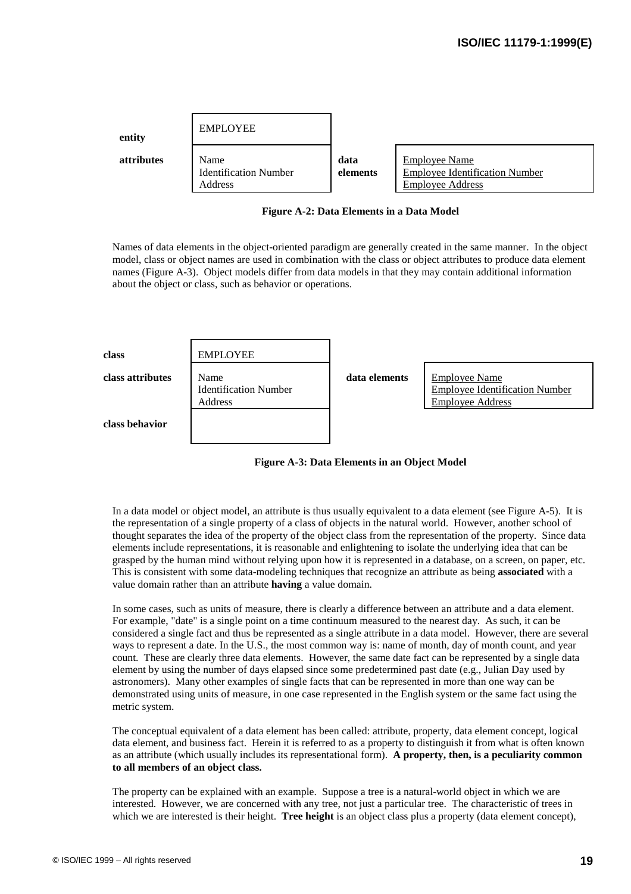| entity | EMPLOYEE | | |
|---|---|---|---|
| **attributes** | Name<br>Identification Number<br>Address | **data elements** | Employee Name<br>Employee Identification Number<br>Employee Address |

**Figure A-2: Data Elements in a Data Model**

Names of data elements in the object-oriented paradigm are generally created in the same manner. In the object model, class or object names are used in combination with the class or object attributes to produce data element names (Figure A-3). Object models differ from data models in that they may contain additional information about the object or class, such as behavior or operations.

| class | EMPLOYEE | | |
|---|---|---|---|
| **class attributes** | Name<br>Identification Number<br>Address | **data elements** | Employee Name<br>Employee Identification Number<br>Employee Address |
| **class behavior** | | | |

**Figure A-3: Data Elements in an Object Model**

In a data model or object model, an attribute is thus usually equivalent to a data element (see Figure A-5). It is the representation of a single property of a class of objects in the natural world. However, another school of thought separates the idea of the property of the object class from the representation of the property. Since data elements include representations, it is reasonable and enlightening to isolate the underlying idea that can be grasped by the human mind without relying upon how it is represented in a database, on a screen, on paper, etc. This is consistent with some data-modeling techniques that recognize an attribute as being **associated** with a value domain rather than an attribute **having** a value domain.

In some cases, such as units of measure, there is clearly a difference between an attribute and a data element. For example, "date" is a single point on a time continuum measured to the nearest day. As such, it can be considered a single fact and thus be represented as a single attribute in a data model. However, there are several ways to represent a date. In the U.S., the most common way is: name of month, day of month count, and year count. These are clearly three data elements. However, the same date fact can be represented by a single data element by using the number of days elapsed since some predetermined past date (e.g., Julian Day used by astronomers). Many other examples of single facts that can be represented in more than one way can be demonstrated using units of measure, in one case represented in the English system or the same fact using the metric system.

The conceptual equivalent of a data element has been called: attribute, property, data element concept, logical data element, and business fact. Herein it is referred to as a property to distinguish it from what is often known as an attribute (which usually includes its representational form). **A property, then, is a peculiarity common to all members of an object class.**

The property can be explained with an example. Suppose a tree is a natural-world object in which we are interested. However, we are concerned with any tree, not just a particular tree. The characteristic of trees in which we are interested is their height. **Tree height** is an object class plus a property (data element concept),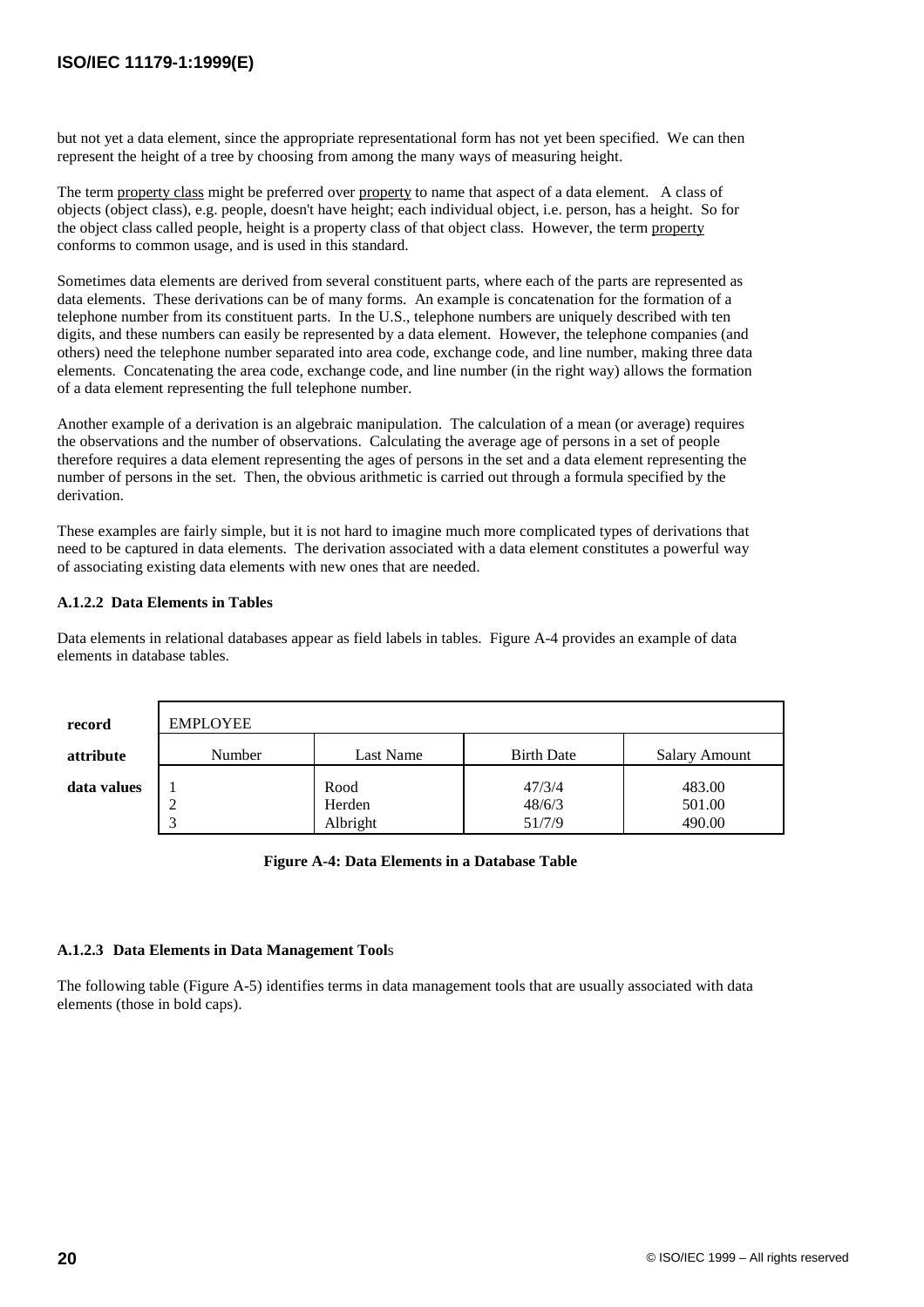but not yet a data element, since the appropriate representational form has not yet been specified. We can then represent the height of a tree by choosing from among the many ways of measuring height.

The term property class might be preferred over property to name that aspect of a data element. A class of objects (object class), e.g. people, doesn't have height; each individual object, i.e. person, has a height. So for the object class called people, height is a property class of that object class. However, the term property conforms to common usage, and is used in this standard.

Sometimes data elements are derived from several constituent parts, where each of the parts are represented as data elements. These derivations can be of many forms. An example is concatenation for the formation of a telephone number from its constituent parts. In the U.S., telephone numbers are uniquely described with ten digits, and these numbers can easily be represented by a data element. However, the telephone companies (and others) need the telephone number separated into area code, exchange code, and line number, making three data elements. Concatenating the area code, exchange code, and line number (in the right way) allows the formation of a data element representing the full telephone number.

Another example of a derivation is an algebraic manipulation. The calculation of a mean (or average) requires the observations and the number of observations. Calculating the average age of persons in a set of people therefore requires a data element representing the ages of persons in the set and a data element representing the number of persons in the set. Then, the obvious arithmetic is carried out through a formula specified by the derivation.

These examples are fairly simple, but it is not hard to imagine much more complicated types of derivations that need to be captured in data elements. The derivation associated with a data element constitutes a powerful way of associating existing data elements with new ones that are needed.

#### A.1.2.2 Data Elements in Tables

Data elements in relational databases appear as field labels in tables. Figure A-4 provides an example of data elements in database tables.

| **record** | EMPLOYEE | | | |
|---|---|---|---|---|
| **attribute** | Number | Last Name | Birth Date | Salary Amount |
| **data values** | 1<br>2<br>3 | Rood<br>Herden<br>Albright | 47/3/4<br>48/6/3<br>51/7/9 | 483.00<br>501.00<br>490.00 |

**Figure A-4: Data Elements in a Database Table**

#### A.1.2.3 Data Elements in Data Management Tools

The following table (Figure A-5) identifies terms in data management tools that are usually associated with data elements (those in bold caps).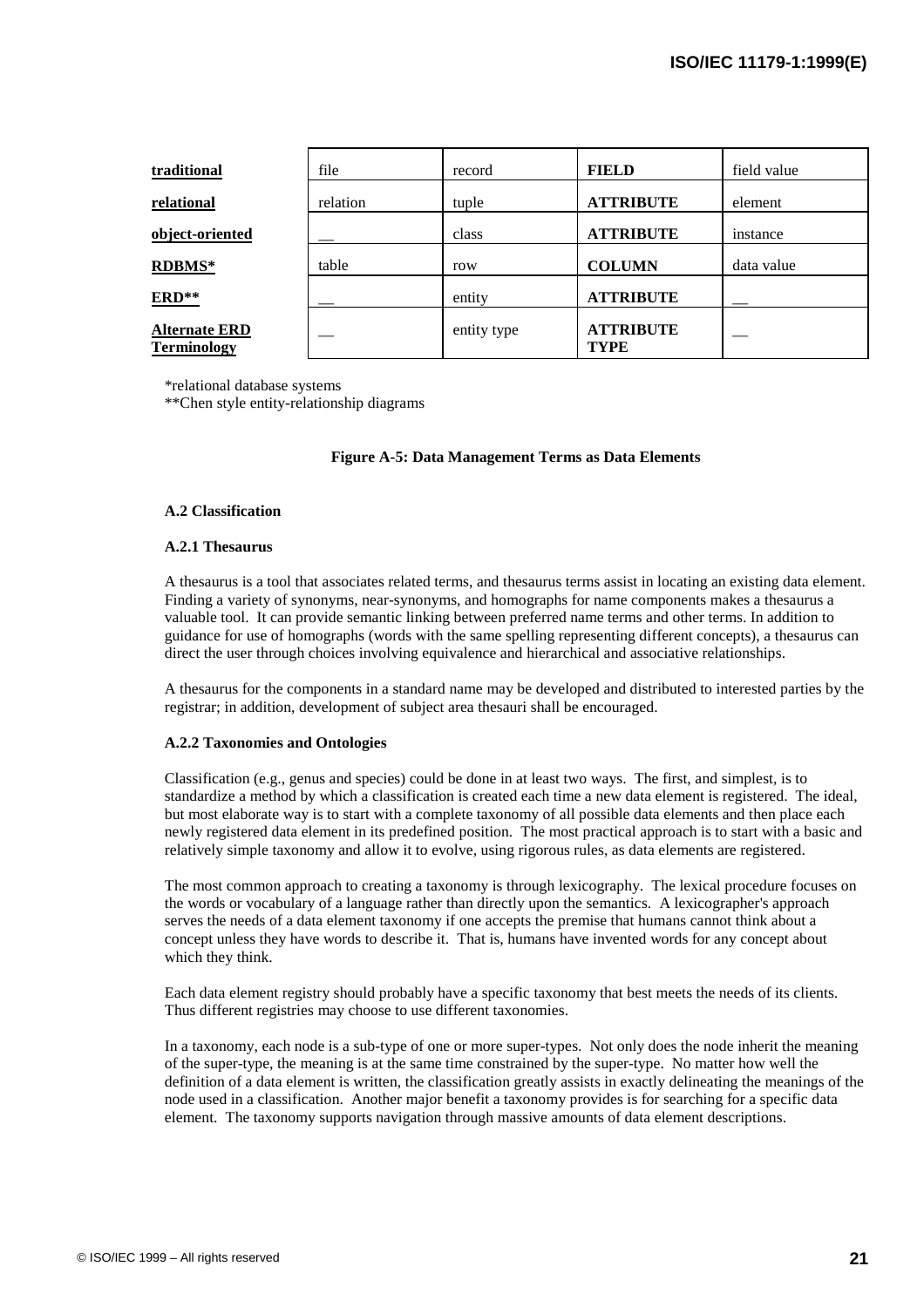| | | | | |
|---|---|---|---|---|
| **traditional** | file | record | **FIELD** | field value |
| **relational** | relation | tuple | **ATTRIBUTE** | element |
| **object-oriented** | __ | class | **ATTRIBUTE** | instance |
| **RDBMS*** | table | row | **COLUMN** | data value |
| **ERD**** | __ | entity | **ATTRIBUTE** | __ |
| **Alternate ERD Terminology** | __ | entity type | **ATTRIBUTE TYPE** | __ |

*relational database systems
**Chen style entity-relationship diagrams

**Figure A-5: Data Management Terms as Data Elements**

### A.2 Classification

#### A.2.1 Thesaurus

A thesaurus is a tool that associates related terms, and thesaurus terms assist in locating an existing data element. Finding a variety of synonyms, near-synonyms, and homographs for name components makes a thesaurus a valuable tool. It can provide semantic linking between preferred name terms and other terms. In addition to guidance for use of homographs (words with the same spelling representing different concepts), a thesaurus can direct the user through choices involving equivalence and hierarchical and associative relationships.

A thesaurus for the components in a standard name may be developed and distributed to interested parties by the registrar; in addition, development of subject area thesauri shall be encouraged.

#### A.2.2 Taxonomies and Ontologies

Classification (e.g., genus and species) could be done in at least two ways. The first, and simplest, is to standardize a method by which a classification is created each time a new data element is registered. The ideal, but most elaborate way is to start with a complete taxonomy of all possible data elements and then place each newly registered data element in its predefined position. The most practical approach is to start with a basic and relatively simple taxonomy and allow it to evolve, using rigorous rules, as data elements are registered.

The most common approach to creating a taxonomy is through lexicography. The lexical procedure focuses on the words or vocabulary of a language rather than directly upon the semantics. A lexicographer's approach serves the needs of a data element taxonomy if one accepts the premise that humans cannot think about a concept unless they have words to describe it. That is, humans have invented words for any concept about which they think.

Each data element registry should probably have a specific taxonomy that best meets the needs of its clients. Thus different registries may choose to use different taxonomies.

In a taxonomy, each node is a sub-type of one or more super-types. Not only does the node inherit the meaning of the super-type, the meaning is at the same time constrained by the super-type. No matter how well the definition of a data element is written, the classification greatly assists in exactly delineating the meanings of the node used in a classification. Another major benefit a taxonomy provides is for searching for a specific data element. The taxonomy supports navigation through massive amounts of data element descriptions.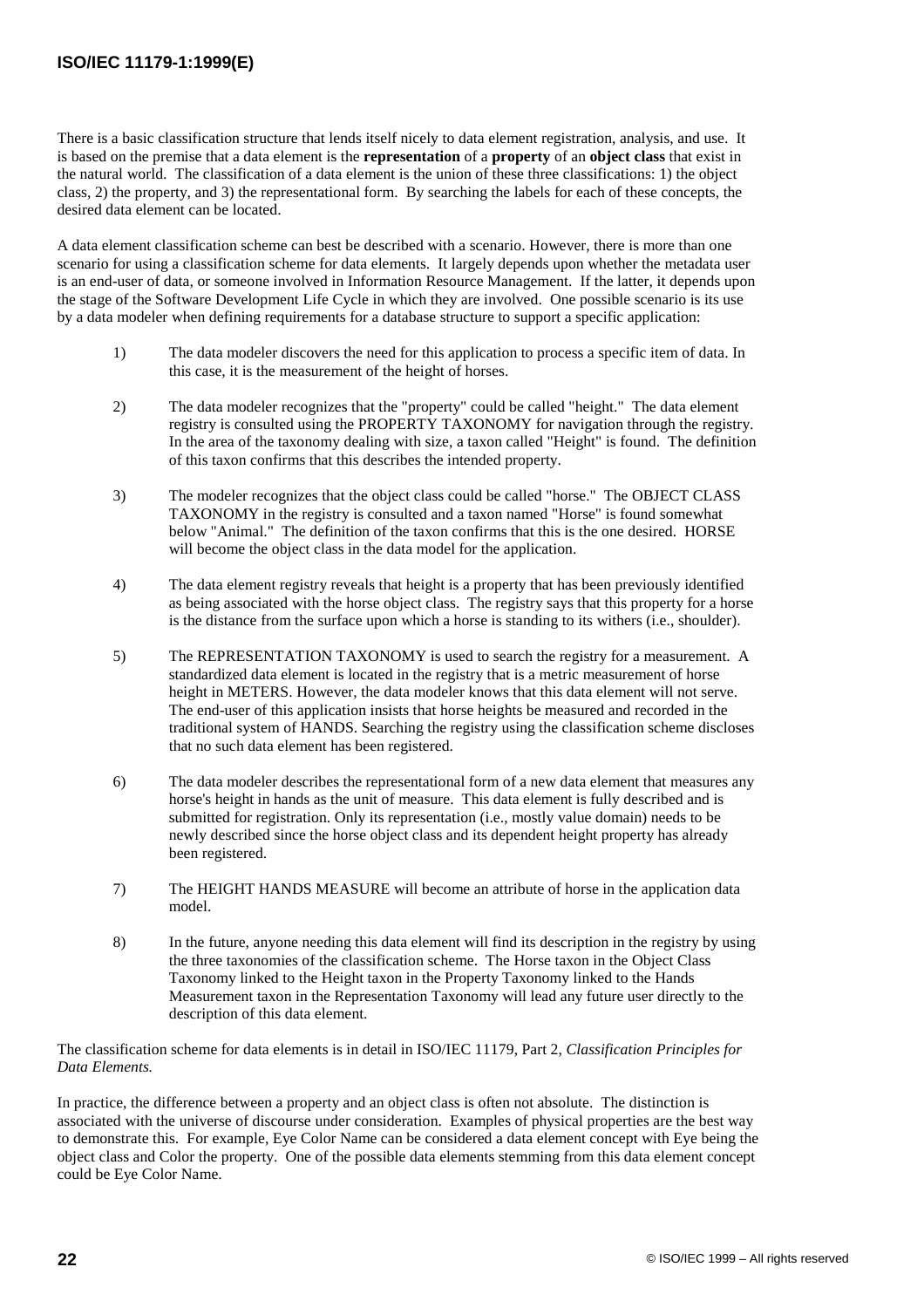There is a basic classification structure that lends itself nicely to data element registration, analysis, and use. It is based on the premise that a data element is the **representation** of a **property** of an **object class** that exist in the natural world. The classification of a data element is the union of these three classifications: 1) the object class, 2) the property, and 3) the representational form. By searching the labels for each of these concepts, the desired data element can be located.

A data element classification scheme can best be described with a scenario. However, there is more than one scenario for using a classification scheme for data elements. It largely depends upon whether the metadata user is an end-user of data, or someone involved in Information Resource Management. If the latter, it depends upon the stage of the Software Development Life Cycle in which they are involved. One possible scenario is its use by a data modeler when defining requirements for a database structure to support a specific application:

1) The data modeler discovers the need for this application to process a specific item of data. In this case, it is the measurement of the height of horses.

2) The data modeler recognizes that the "property" could be called "height." The data element registry is consulted using the PROPERTY TAXONOMY for navigation through the registry. In the area of the taxonomy dealing with size, a taxon called "Height" is found. The definition of this taxon confirms that this describes the intended property.

3) The modeler recognizes that the object class could be called "horse." The OBJECT CLASS TAXONOMY in the registry is consulted and a taxon named "Horse" is found somewhat below "Animal." The definition of the taxon confirms that this is the one desired. HORSE will become the object class in the data model for the application.

4) The data element registry reveals that height is a property that has been previously identified as being associated with the horse object class. The registry says that this property for a horse is the distance from the surface upon which a horse is standing to its withers (i.e., shoulder).

5) The REPRESENTATION TAXONOMY is used to search the registry for a measurement. A standardized data element is located in the registry that is a metric measurement of horse height in METERS. However, the data modeler knows that this data element will not serve. The end-user of this application insists that horse heights be measured and recorded in the traditional system of HANDS. Searching the registry using the classification scheme discloses that no such data element has been registered.

6) The data modeler describes the representational form of a new data element that measures any horse's height in hands as the unit of measure. This data element is fully described and is submitted for registration. Only its representation (i.e., mostly value domain) needs to be newly described since the horse object class and its dependent height property has already been registered.

7) The HEIGHT HANDS MEASURE will become an attribute of horse in the application data model.

8) In the future, anyone needing this data element will find its description in the registry by using the three taxonomies of the classification scheme. The Horse taxon in the Object Class Taxonomy linked to the Height taxon in the Property Taxonomy linked to the Hands Measurement taxon in the Representation Taxonomy will lead any future user directly to the description of this data element.

The classification scheme for data elements is in detail in ISO/IEC 11179, Part 2, *Classification Principles for Data Elements.*

In practice, the difference between a property and an object class is often not absolute. The distinction is associated with the universe of discourse under consideration. Examples of physical properties are the best way to demonstrate this. For example, Eye Color Name can be considered a data element concept with Eye being the object class and Color the property. One of the possible data elements stemming from this data element concept could be Eye Color Name.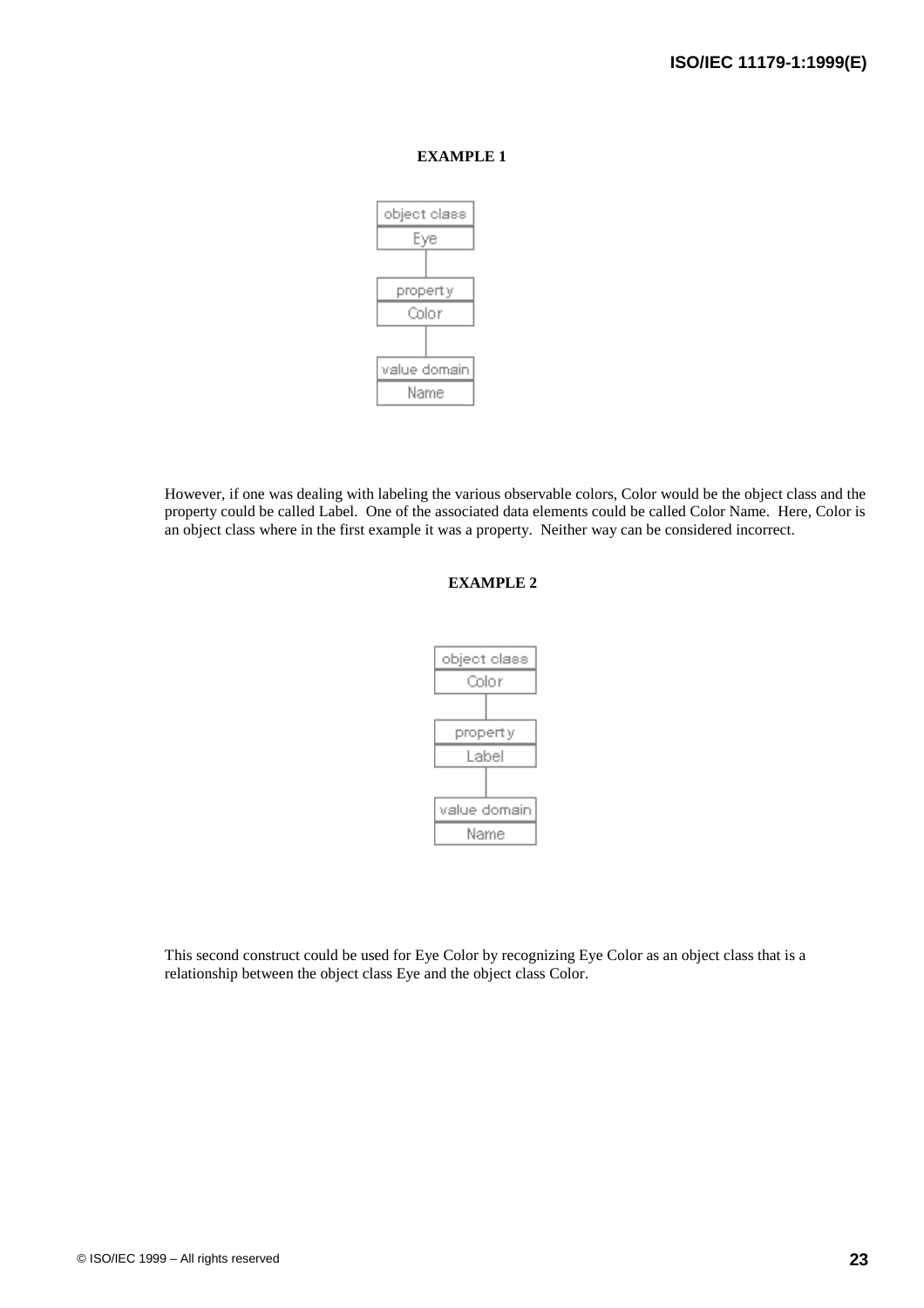**EXAMPLE 1**

| object class |
| --- |
| Eye |

| property |
| --- |
| Color |

| value domain |
| --- |
| Name |

However, if one was dealing with labeling the various observable colors, Color would be the object class and the property could be called Label. One of the associated data elements could be called Color Name. Here, Color is an object class where in the first example it was a property. Neither way can be considered incorrect.

**EXAMPLE 2**

| object class |
| --- |
| Color |

| property |
| --- |
| Label |

| value domain |
| --- |
| Name |

This second construct could be used for Eye Color by recognizing Eye Color as an object class that is a relationship between the object class Eye and the object class Color.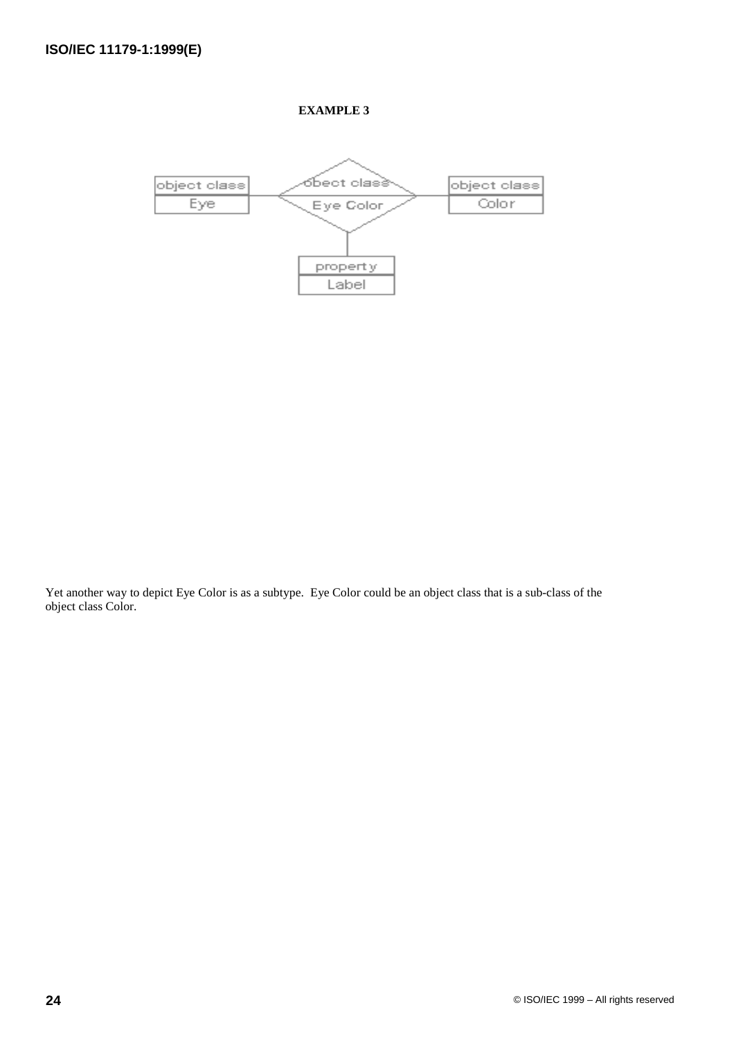**EXAMPLE 3**

| object class |
| --- |
| Eye |

| obect class |
| --- |
| Eye Color |

| object class |
| --- |
| Color |

| property |
| --- |
| Label |

Yet another way to depict Eye Color is as a subtype. Eye Color could be an object class that is a sub-class of the object class Color.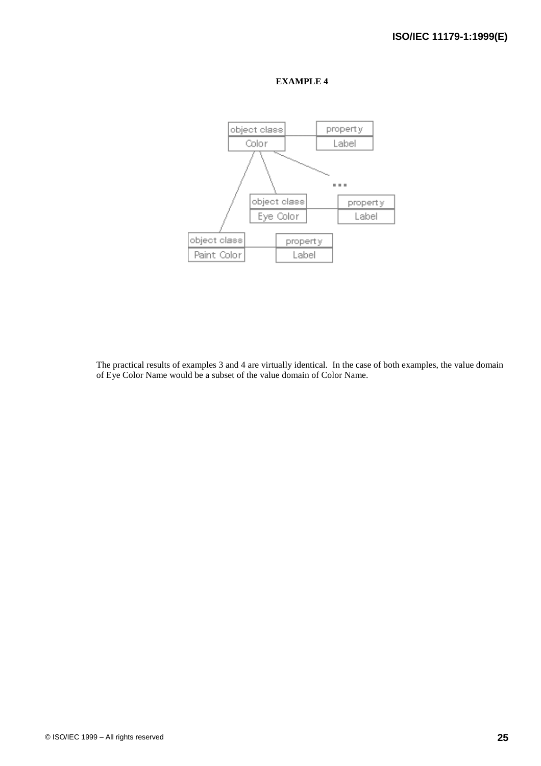**EXAMPLE 4**

The practical results of examples 3 and 4 are virtually identical. In the case of both examples, the value domain of Eye Color Name would be a subset of the value domain of Color Name.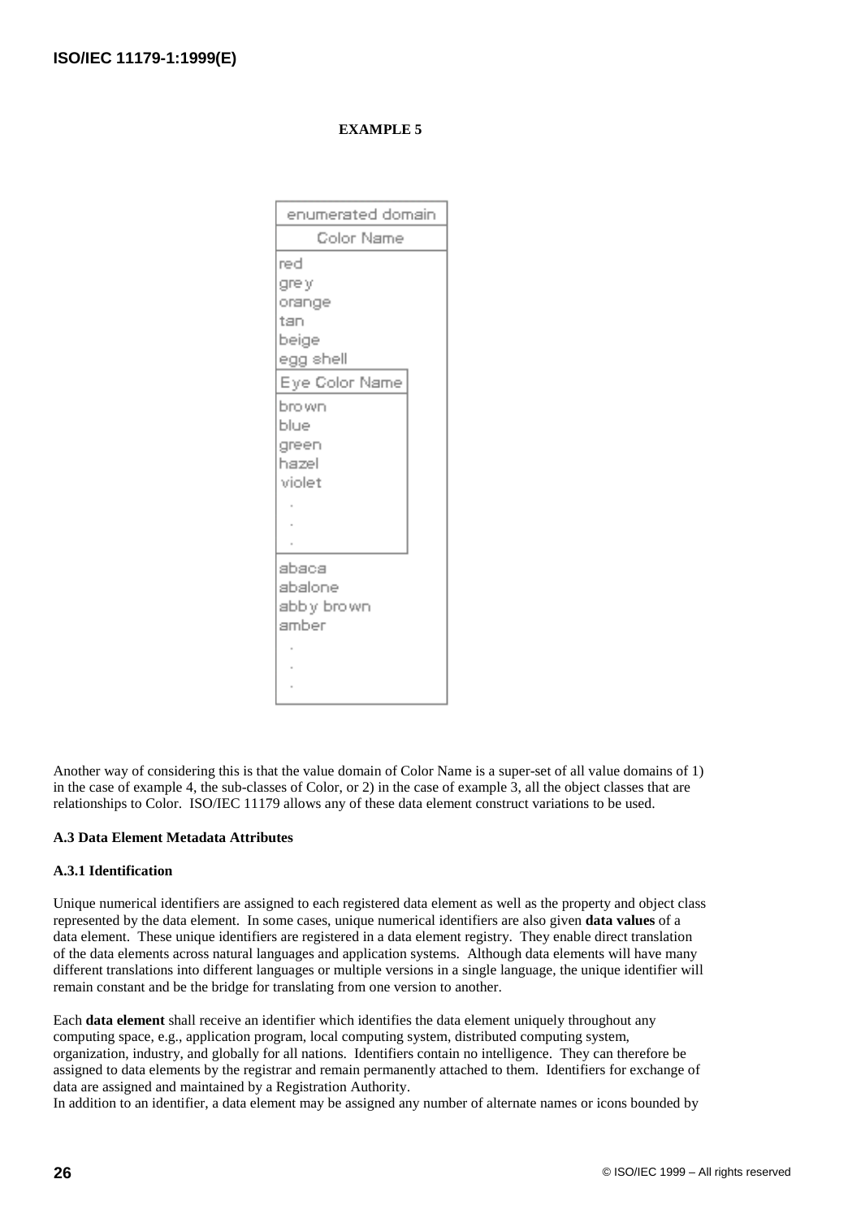**EXAMPLE 5**

| enumerated domain |
|---|
| Color Name |
| red<br>grey<br>orange<br>tan<br>beige<br>egg shell |
| Eye Color Name |
| brown<br>blue<br>green<br>hazel<br>violet<br>.<br>.<br>. |
| abaca<br>abalone<br>abby brown<br>amber<br>.<br>.<br>. |

Another way of considering this is that the value domain of Color Name is a super-set of all value domains of 1) in the case of example 4, the sub-classes of Color, or 2) in the case of example 3, all the object classes that are relationships to Color. ISO/IEC 11179 allows any of these data element construct variations to be used.

### A.3 Data Element Metadata Attributes

#### A.3.1 Identification

Unique numerical identifiers are assigned to each registered data element as well as the property and object class represented by the data element. In some cases, unique numerical identifiers are also given **data values** of a data element. These unique identifiers are registered in a data element registry. They enable direct translation of the data elements across natural languages and application systems. Although data elements will have many different translations into different languages or multiple versions in a single language, the unique identifier will remain constant and be the bridge for translating from one version to another.

Each **data element** shall receive an identifier which identifies the data element uniquely throughout any computing space, e.g., application program, local computing system, distributed computing system, organization, industry, and globally for all nations. Identifiers contain no intelligence. They can therefore be assigned to data elements by the registrar and remain permanently attached to them. Identifiers for exchange of data are assigned and maintained by a Registration Authority.

In addition to an identifier, a data element may be assigned any number of alternate names or icons bounded by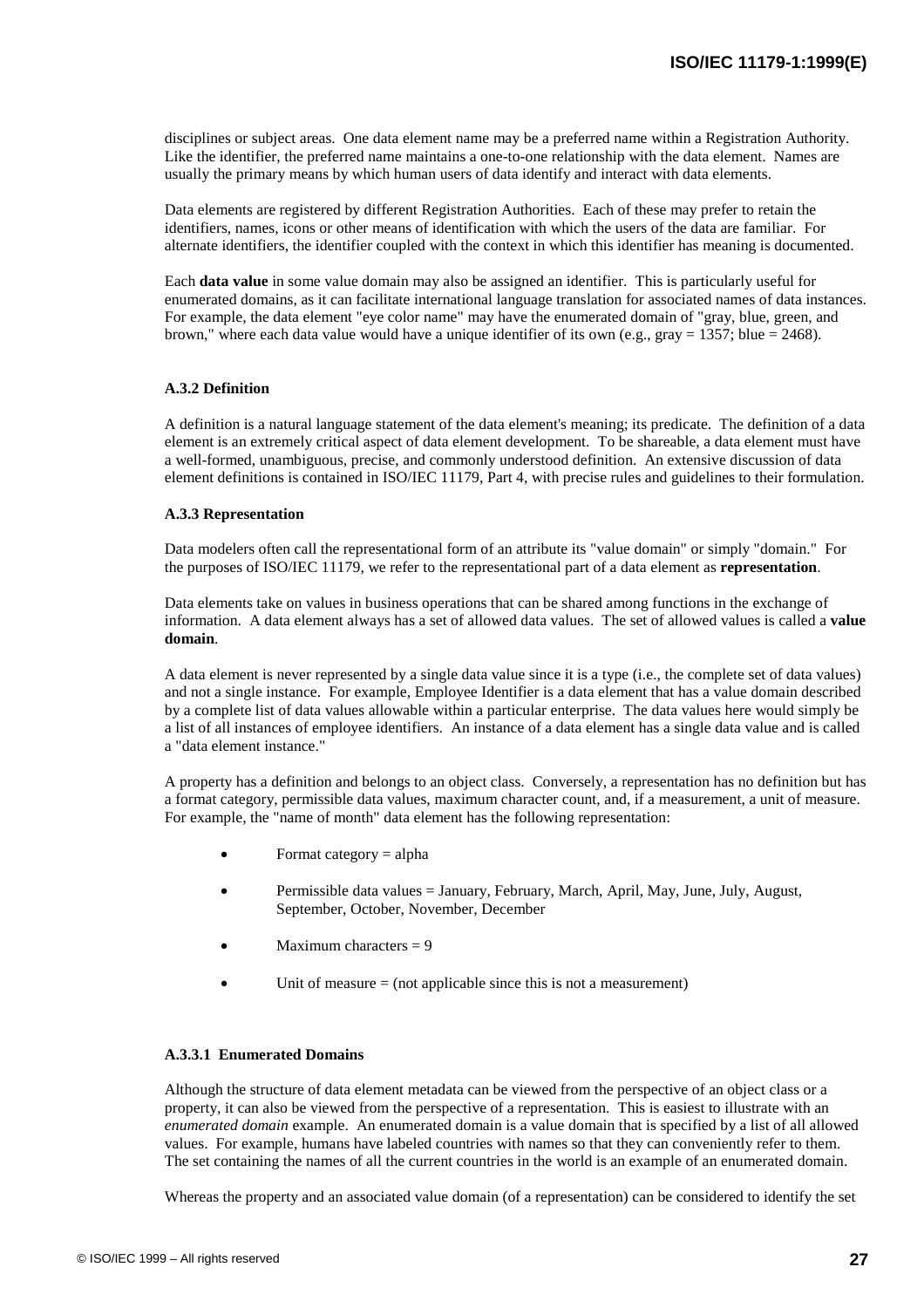disciplines or subject areas. One data element name may be a preferred name within a Registration Authority. Like the identifier, the preferred name maintains a one-to-one relationship with the data element. Names are usually the primary means by which human users of data identify and interact with data elements.

Data elements are registered by different Registration Authorities. Each of these may prefer to retain the identifiers, names, icons or other means of identification with which the users of the data are familiar. For alternate identifiers, the identifier coupled with the context in which this identifier has meaning is documented.

Each **data value** in some value domain may also be assigned an identifier. This is particularly useful for enumerated domains, as it can facilitate international language translation for associated names of data instances. For example, the data element "eye color name" may have the enumerated domain of "gray, blue, green, and brown," where each data value would have a unique identifier of its own (e.g., gray = 1357; blue = 2468).

#### A.3.2 Definition

A definition is a natural language statement of the data element's meaning; its predicate. The definition of a data element is an extremely critical aspect of data element development. To be shareable, a data element must have a well-formed, unambiguous, precise, and commonly understood definition. An extensive discussion of data element definitions is contained in ISO/IEC 11179, Part 4, with precise rules and guidelines to their formulation.

#### A.3.3 Representation

Data modelers often call the representational form of an attribute its "value domain" or simply "domain." For the purposes of ISO/IEC 11179, we refer to the representational part of a data element as **representation**.

Data elements take on values in business operations that can be shared among functions in the exchange of information. A data element always has a set of allowed data values. The set of allowed values is called a **value domain**.

A data element is never represented by a single data value since it is a type (i.e., the complete set of data values) and not a single instance. For example, Employee Identifier is a data element that has a value domain described by a complete list of data values allowable within a particular enterprise. The data values here would simply be a list of all instances of employee identifiers. An instance of a data element has a single data value and is called a "data element instance."

A property has a definition and belongs to an object class. Conversely, a representation has no definition but has a format category, permissible data values, maximum character count, and, if a measurement, a unit of measure. For example, the "name of month" data element has the following representation:

- Format category = alpha
- Permissible data values = January, February, March, April, May, June, July, August, September, October, November, December
- Maximum characters = 9
- Unit of measure = (not applicable since this is not a measurement)

##### A.3.3.1 Enumerated Domains

Although the structure of data element metadata can be viewed from the perspective of an object class or a property, it can also be viewed from the perspective of a representation. This is easiest to illustrate with an *enumerated domain* example. An enumerated domain is a value domain that is specified by a list of all allowed values. For example, humans have labeled countries with names so that they can conveniently refer to them. The set containing the names of all the current countries in the world is an example of an enumerated domain.

Whereas the property and an associated value domain (of a representation) can be considered to identify the set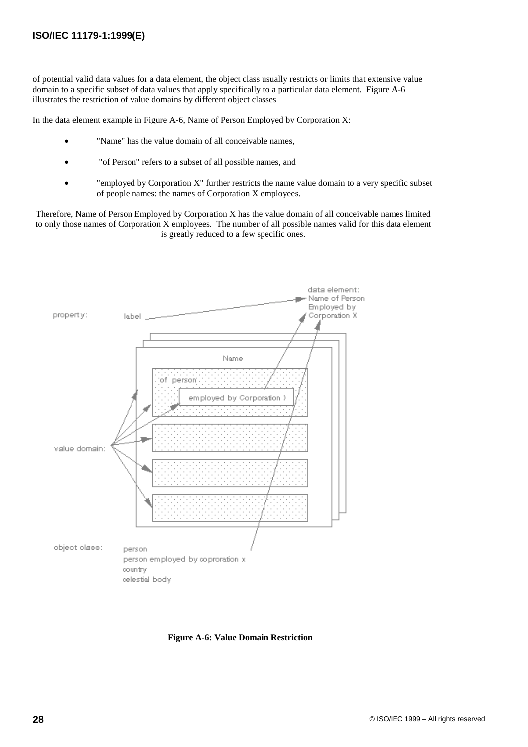of potential valid data values for a data element, the object class usually restricts or limits that extensive value domain to a specific subset of data values that apply specifically to a particular data element. Figure **A**-6 illustrates the restriction of value domains by different object classes

In the data element example in Figure A-6, Name of Person Employed by Corporation X:

- "Name" has the value domain of all conceivable names,
- "of Person" refers to a subset of all possible names, and
- "employed by Corporation X" further restricts the name value domain to a very specific subset of people names: the names of Corporation X employees.

Therefore, Name of Person Employed by Corporation X has the value domain of all conceivable names limited to only those names of Corporation X employees. The number of all possible names valid for this data element is greatly reduced to a few specific ones.

property: label

data element: Name of Person Employed by Corporation X

Name

of person

employed by Corporation X

value domain:

object class: person, person employed by coproration x, country, celestial body

**Figure A-6: Value Domain Restriction**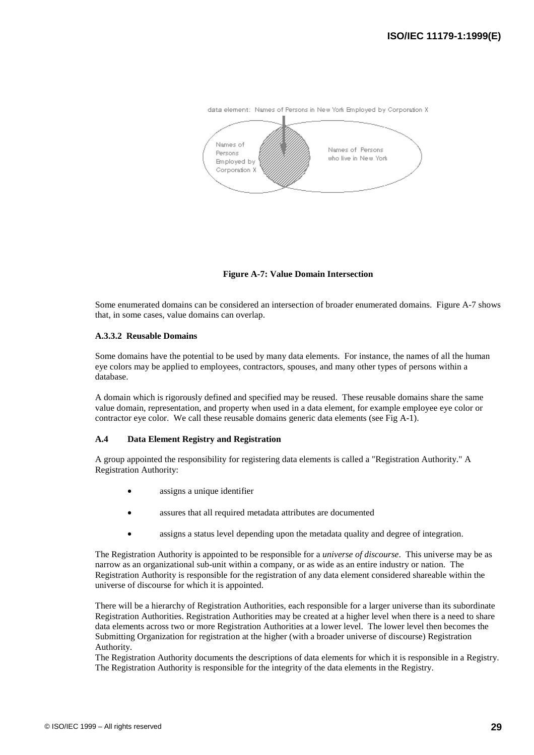data element: Names of Persons in New York Employed by Corporation X

Names of Persons Employed by Corporation X

Names of Persons who live in New York

**Figure A-7: Value Domain Intersection**

Some enumerated domains can be considered an intersection of broader enumerated domains. Figure A-7 shows that, in some cases, value domains can overlap.

#### A.3.3.2 Reusable Domains

Some domains have the potential to be used by many data elements. For instance, the names of all the human eye colors may be applied to employees, contractors, spouses, and many other types of persons within a database.

A domain which is rigorously defined and specified may be reused. These reusable domains share the same value domain, representation, and property when used in a data element, for example employee eye color or contractor eye color. We call these reusable domains generic data elements (see Fig A-1).

### A.4 Data Element Registry and Registration

A group appointed the responsibility for registering data elements is called a "Registration Authority." A Registration Authority:

- assigns a unique identifier
- assures that all required metadata attributes are documented
- assigns a status level depending upon the metadata quality and degree of integration.

The Registration Authority is appointed to be responsible for a *universe of discourse*. This universe may be as narrow as an organizational sub-unit within a company, or as wide as an entire industry or nation. The Registration Authority is responsible for the registration of any data element considered shareable within the universe of discourse for which it is appointed.

There will be a hierarchy of Registration Authorities, each responsible for a larger universe than its subordinate Registration Authorities. Registration Authorities may be created at a higher level when there is a need to share data elements across two or more Registration Authorities at a lower level. The lower level then becomes the Submitting Organization for registration at the higher (with a broader universe of discourse) Registration Authority.
The Registration Authority documents the descriptions of data elements for which it is responsible in a Registry. The Registration Authority is responsible for the integrity of the data elements in the Registry.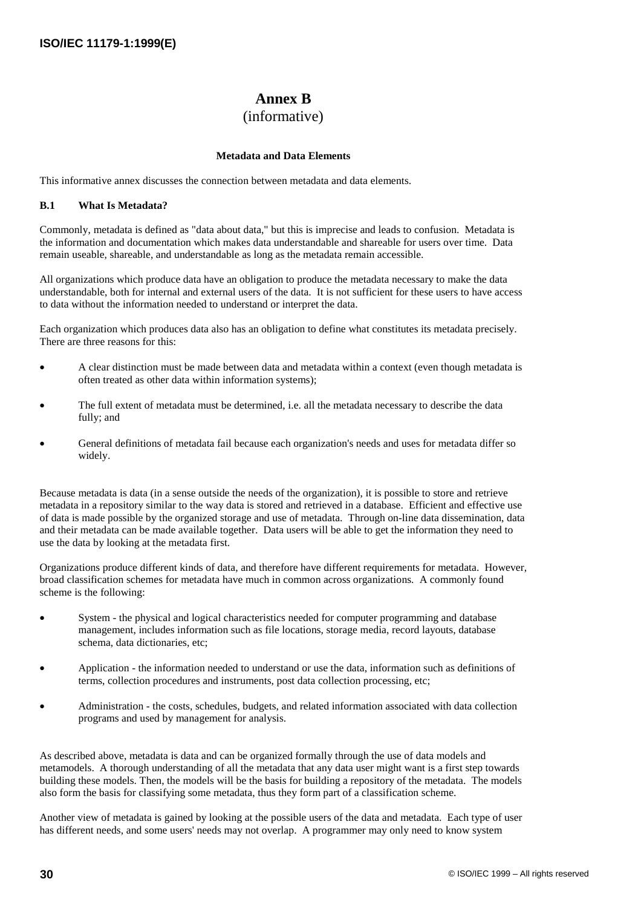# Annex B
(informative)

**Metadata and Data Elements**

This informative annex discusses the connection between metadata and data elements.

### B.1 What Is Metadata?

Commonly, metadata is defined as "data about data," but this is imprecise and leads to confusion. Metadata is the information and documentation which makes data understandable and shareable for users over time. Data remain useable, shareable, and understandable as long as the metadata remain accessible.

All organizations which produce data have an obligation to produce the metadata necessary to make the data understandable, both for internal and external users of the data. It is not sufficient for these users to have access to data without the information needed to understand or interpret the data.

Each organization which produces data also has an obligation to define what constitutes its metadata precisely. There are three reasons for this:

- A clear distinction must be made between data and metadata within a context (even though metadata is often treated as other data within information systems);
- The full extent of metadata must be determined, i.e. all the metadata necessary to describe the data fully; and
- General definitions of metadata fail because each organization's needs and uses for metadata differ so widely.

Because metadata is data (in a sense outside the needs of the organization), it is possible to store and retrieve metadata in a repository similar to the way data is stored and retrieved in a database. Efficient and effective use of data is made possible by the organized storage and use of metadata. Through on-line data dissemination, data and their metadata can be made available together. Data users will be able to get the information they need to use the data by looking at the metadata first.

Organizations produce different kinds of data, and therefore have different requirements for metadata. However, broad classification schemes for metadata have much in common across organizations. A commonly found scheme is the following:

- System - the physical and logical characteristics needed for computer programming and database management, includes information such as file locations, storage media, record layouts, database schema, data dictionaries, etc;
- Application - the information needed to understand or use the data, information such as definitions of terms, collection procedures and instruments, post data collection processing, etc;
- Administration - the costs, schedules, budgets, and related information associated with data collection programs and used by management for analysis.

As described above, metadata is data and can be organized formally through the use of data models and metamodels. A thorough understanding of all the metadata that any data user might want is a first step towards building these models. Then, the models will be the basis for building a repository of the metadata. The models also form the basis for classifying some metadata, thus they form part of a classification scheme.

Another view of metadata is gained by looking at the possible users of the data and metadata. Each type of user has different needs, and some users' needs may not overlap. A programmer may only need to know system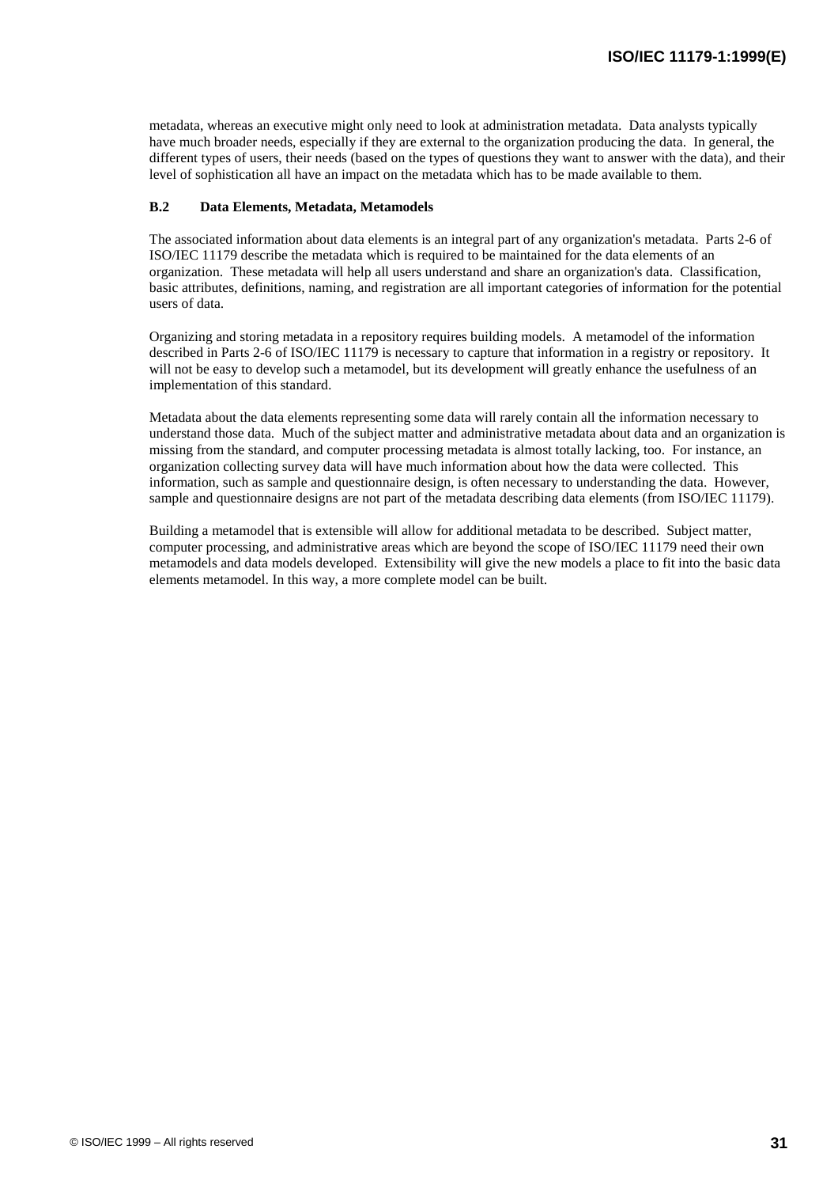metadata, whereas an executive might only need to look at administration metadata. Data analysts typically have much broader needs, especially if they are external to the organization producing the data. In general, the different types of users, their needs (based on the types of questions they want to answer with the data), and their level of sophistication all have an impact on the metadata which has to be made available to them.

### B.2 Data Elements, Metadata, Metamodels

The associated information about data elements is an integral part of any organization's metadata. Parts 2-6 of ISO/IEC 11179 describe the metadata which is required to be maintained for the data elements of an organization. These metadata will help all users understand and share an organization's data. Classification, basic attributes, definitions, naming, and registration are all important categories of information for the potential users of data.

Organizing and storing metadata in a repository requires building models. A metamodel of the information described in Parts 2-6 of ISO/IEC 11179 is necessary to capture that information in a registry or repository. It will not be easy to develop such a metamodel, but its development will greatly enhance the usefulness of an implementation of this standard.

Metadata about the data elements representing some data will rarely contain all the information necessary to understand those data. Much of the subject matter and administrative metadata about data and an organization is missing from the standard, and computer processing metadata is almost totally lacking, too. For instance, an organization collecting survey data will have much information about how the data were collected. This information, such as sample and questionnaire design, is often necessary to understanding the data. However, sample and questionnaire designs are not part of the metadata describing data elements (from ISO/IEC 11179).

Building a metamodel that is extensible will allow for additional metadata to be described. Subject matter, computer processing, and administrative areas which are beyond the scope of ISO/IEC 11179 need their own metamodels and data models developed. Extensibility will give the new models a place to fit into the basic data elements metamodel. In this way, a more complete model can be built.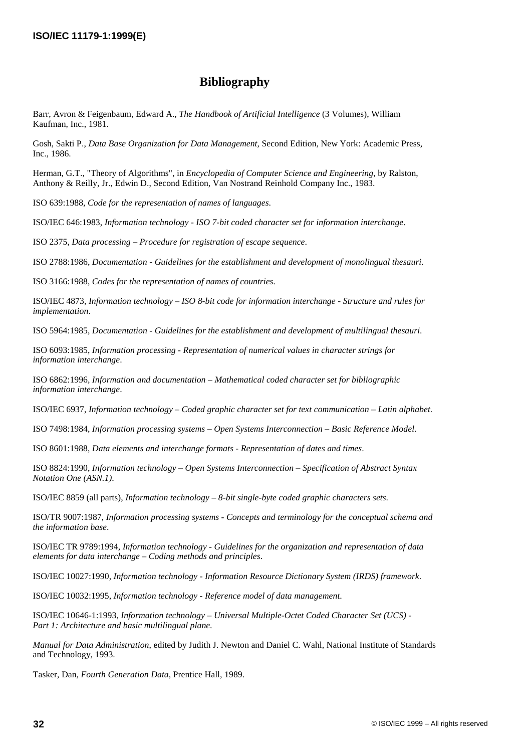# Bibliography

Barr, Avron & Feigenbaum, Edward A., *The Handbook of Artificial Intelligence* (3 Volumes), William Kaufman, Inc., 1981.

Gosh, Sakti P., *Data Base Organization for Data Management*, Second Edition, New York: Academic Press, Inc., 1986.

Herman, G.T., "Theory of Algorithms", in *Encyclopedia of Computer Science and Engineering*, by Ralston, Anthony & Reilly, Jr., Edwin D., Second Edition, Van Nostrand Reinhold Company Inc., 1983.

ISO 639:1988, *Code for the representation of names of languages*.

ISO/IEC 646:1983, *Information technology - ISO 7-bit coded character set for information interchange*.

ISO 2375, *Data processing – Procedure for registration of escape sequence*.

ISO 2788:1986, *Documentation - Guidelines for the establishment and development of monolingual thesauri*.

ISO 3166:1988, *Codes for the representation of names of countries*.

ISO/IEC 4873, *Information technology – ISO 8-bit code for information interchange - Structure and rules for implementation*.

ISO 5964:1985, *Documentation - Guidelines for the establishment and development of multilingual thesauri*.

ISO 6093:1985, *Information processing - Representation of numerical values in character strings for information interchange*.

ISO 6862:1996, *Information and documentation – Mathematical coded character set for bibliographic information interchange*.

ISO/IEC 6937, *Information technology – Coded graphic character set for text communication – Latin alphabet*.

ISO 7498:1984, *Information processing systems – Open Systems Interconnection – Basic Reference Model*.

ISO 8601:1988, *Data elements and interchange formats - Representation of dates and times*.

ISO 8824:1990, *Information technology – Open Systems Interconnection – Specification of Abstract Syntax Notation One (ASN.1)*.

ISO/IEC 8859 (all parts), *Information technology – 8-bit single-byte coded graphic characters sets*.

ISO/TR 9007:1987, *Information processing systems - Concepts and terminology for the conceptual schema and the information base*.

ISO/IEC TR 9789:1994, *Information technology - Guidelines for the organization and representation of data elements for data interchange – Coding methods and principles*.

ISO/IEC 10027:1990, *Information technology - Information Resource Dictionary System (IRDS) framework*.

ISO/IEC 10032:1995, *Information technology - Reference model of data management*.

ISO/IEC 10646-1:1993, *Information technology – Universal Multiple-Octet Coded Character Set (UCS) - Part 1: Architecture and basic multilingual plane*.

*Manual for Data Administration*, edited by Judith J. Newton and Daniel C. Wahl, National Institute of Standards and Technology, 1993.

Tasker, Dan, *Fourth Generation Data*, Prentice Hall, 1989.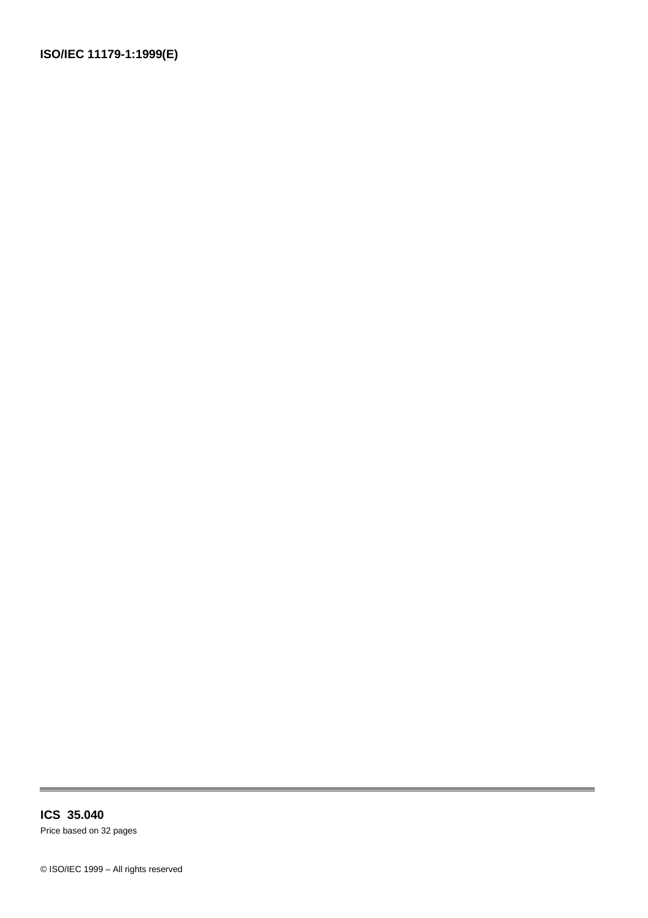**ICS 35.040**

Price based on 32 pages

© ISO/IEC 1999 – All rights reserved